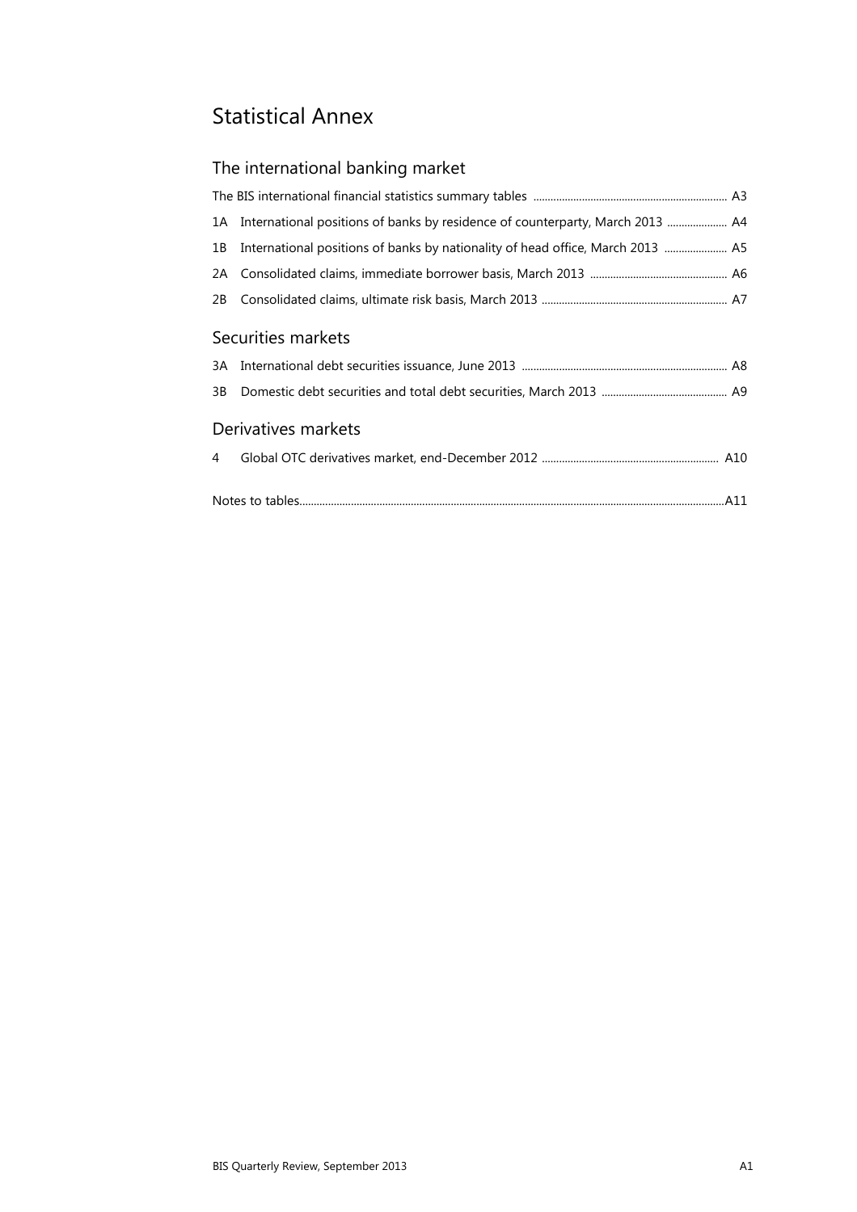# Statistical Annex

## The international banking market

The BIS international financial statistics summary tables ............................................................ A3

1A International positions of banks by residence of counterparty, March 2013 ..................... A4

1B International positions of banks by nationality of head office, March 2013 ...................... A5

2A Consolidated claims, immediate borrower basis, March 2013 ................................................ A6

2B Consolidated claims, ultimate risk basis, March 2013 ................................................................ A7

## Securities markets

3A International debt securities issuance, June 2013 ....................................................................... A8

3B Domestic debt securities and total debt securities, March 2013 ............................................ A9

## Derivatives markets

4 Global OTC derivatives market, end-December 2012 ............................................................. A10

Notes to tables..................................................................................................................................................A11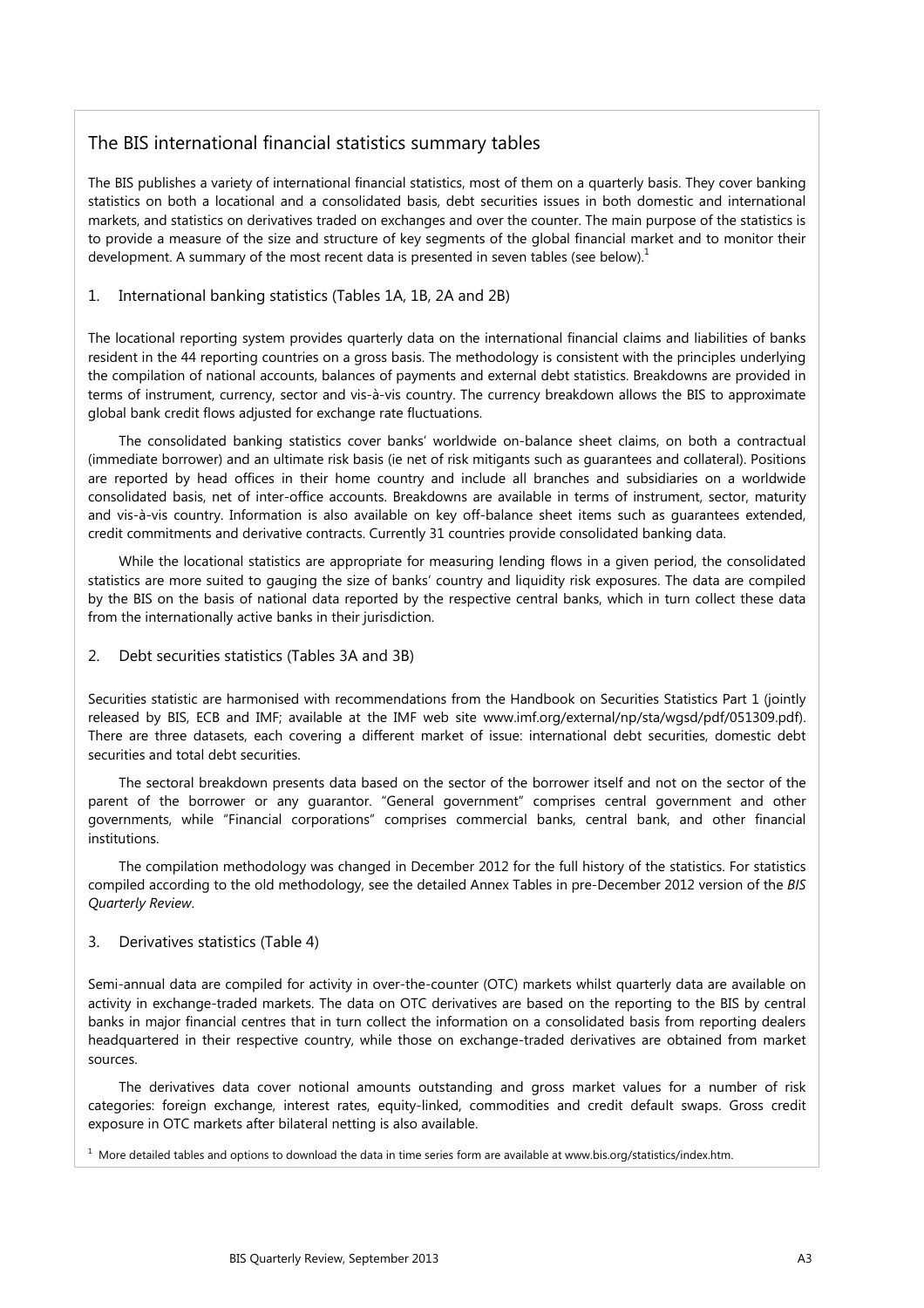## The BIS international financial statistics summary tables

The BIS publishes a variety of international financial statistics, most of them on a quarterly basis. They cover banking statistics on both a locational and a consolidated basis, debt securities issues in both domestic and international markets, and statistics on derivatives traded on exchanges and over the counter. The main purpose of the statistics is to provide a measure of the size and structure of key segments of the global financial market and to monitor their development. A summary of the most recent data is presented in seven tables (see below).[1]

### 1. International banking statistics (Tables 1A, 1B, 2A and 2B)

The locational reporting system provides quarterly data on the international financial claims and liabilities of banks resident in the 44 reporting countries on a gross basis. The methodology is consistent with the principles underlying the compilation of national accounts, balances of payments and external debt statistics. Breakdowns are provided in terms of instrument, currency, sector and vis-à-vis country. The currency breakdown allows the BIS to approximate global bank credit flows adjusted for exchange rate fluctuations.

The consolidated banking statistics cover banks' worldwide on-balance sheet claims, on both a contractual (immediate borrower) and an ultimate risk basis (ie net of risk mitigants such as guarantees and collateral). Positions are reported by head offices in their home country and include all branches and subsidiaries on a worldwide consolidated basis, net of inter-office accounts. Breakdowns are available in terms of instrument, sector, maturity and vis-à-vis country. Information is also available on key off-balance sheet items such as guarantees extended, credit commitments and derivative contracts. Currently 31 countries provide consolidated banking data.

While the locational statistics are appropriate for measuring lending flows in a given period, the consolidated statistics are more suited to gauging the size of banks' country and liquidity risk exposures. The data are compiled by the BIS on the basis of national data reported by the respective central banks, which in turn collect these data from the internationally active banks in their jurisdiction.

### 2. Debt securities statistics (Tables 3A and 3B)

Securities statistic are harmonised with recommendations from the Handbook on Securities Statistics Part 1 (jointly released by BIS, ECB and IMF; available at the IMF web site www.imf.org/external/np/sta/wgsd/pdf/051309.pdf). There are three datasets, each covering a different market of issue: international debt securities, domestic debt securities and total debt securities.

The sectoral breakdown presents data based on the sector of the borrower itself and not on the sector of the parent of the borrower or any guarantor. "General government" comprises central government and other governments, while "Financial corporations" comprises commercial banks, central bank, and other financial institutions.

The compilation methodology was changed in December 2012 for the full history of the statistics. For statistics compiled according to the old methodology, see the detailed Annex Tables in pre-December 2012 version of the *BIS Quarterly Review*.

### 3. Derivatives statistics (Table 4)

Semi-annual data are compiled for activity in over-the-counter (OTC) markets whilst quarterly data are available on activity in exchange-traded markets. The data on OTC derivatives are based on the reporting to the BIS by central banks in major financial centres that in turn collect the information on a consolidated basis from reporting dealers headquartered in their respective country, while those on exchange-traded derivatives are obtained from market sources.

The derivatives data cover notional amounts outstanding and gross market values for a number of risk categories: foreign exchange, interest rates, equity-linked, commodities and credit default swaps. Gross credit exposure in OTC markets after bilateral netting is also available.

[1] More detailed tables and options to download the data in time series form are available at www.bis.org/statistics/index.htm.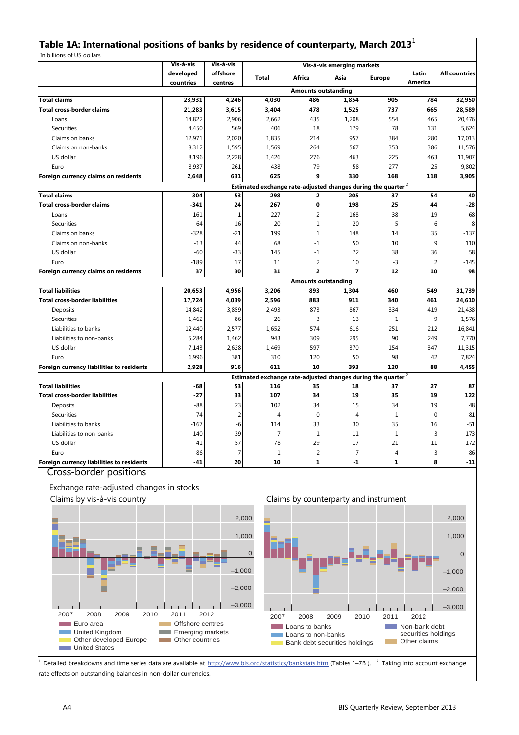## Table 1A: International positions of banks by residence of counterparty, March 2013[1]

In billions of US dollars

| | Vis-à-vis developed countries | Vis-à-vis offshore centres | Vis-à-vis emerging markets | | | | | All countries |
|---|---|---|---|---|---|---|---|---|
| | | | Total | Africa | Asia | Europe | Latin America | |
| **Amounts outstanding** | | | | | | | | |
| **Total claims** | **23,931** | **4,246** | **4,030** | **486** | **1,854** | **905** | **784** | **32,950** |
| **Total cross-border claims** | **21,283** | **3,615** | **3,404** | **478** | **1,525** | **737** | **665** | **28,589** |
| Loans | 14,822 | 2,906 | 2,662 | 435 | 1,208 | 554 | 465 | 20,476 |
| Securities | 4,450 | 569 | 406 | 18 | 179 | 78 | 131 | 5,624 |
| Claims on banks | 12,971 | 2,020 | 1,835 | 214 | 957 | 384 | 280 | 17,013 |
| Claims on non-banks | 8,312 | 1,595 | 1,569 | 264 | 567 | 353 | 386 | 11,576 |
| US dollar | 8,196 | 2,228 | 1,426 | 276 | 463 | 225 | 463 | 11,907 |
| Euro | 8,937 | 261 | 438 | 79 | 58 | 277 | 25 | 9,802 |
| **Foreign currency claims on residents** | **2,648** | **631** | **625** | **9** | **330** | **168** | **118** | **3,905** |
| **Estimated exchange rate-adjusted changes during the quarter[2]** | | | | | | | | |
| **Total claims** | **-304** | **53** | **298** | **2** | **205** | **37** | **54** | **40** |
| **Total cross-border claims** | **-341** | **24** | **267** | **0** | **198** | **25** | **44** | **-28** |
| Loans | -161 | -1 | 227 | 2 | 168 | 38 | 19 | 68 |
| Securities | -64 | 16 | 20 | -1 | 20 | -5 | 6 | -8 |
| Claims on banks | -328 | -21 | 199 | 1 | 148 | 14 | 35 | -137 |
| Claims on non-banks | -13 | 44 | 68 | -1 | 50 | 10 | 9 | 110 |
| US dollar | -60 | -33 | 145 | -1 | 72 | 38 | 36 | 58 |
| Euro | -189 | 17 | 11 | 2 | 10 | -3 | 2 | -145 |
| **Foreign currency claims on residents** | **37** | **30** | **31** | **2** | **7** | **12** | **10** | **98** |
| **Amounts outstanding** | | | | | | | | |
| **Total liabilities** | **20,653** | **4,956** | **3,206** | **893** | **1,304** | **460** | **549** | **31,739** |
| **Total cross-border liabilities** | **17,724** | **4,039** | **2,596** | **883** | **911** | **340** | **461** | **24,610** |
| Deposits | 14,842 | 3,859 | 2,493 | 873 | 867 | 334 | 419 | 21,438 |
| Securities | 1,462 | 86 | 26 | 3 | 13 | 1 | 9 | 1,576 |
| Liabilities to banks | 12,440 | 2,577 | 1,652 | 574 | 616 | 251 | 212 | 16,841 |
| Liabilities to non-banks | 5,284 | 1,462 | 943 | 309 | 295 | 90 | 249 | 7,770 |
| US dollar | 7,143 | 2,628 | 1,469 | 597 | 370 | 154 | 347 | 11,315 |
| Euro | 6,996 | 381 | 310 | 120 | 50 | 98 | 42 | 7,824 |
| **Foreign currency liabilities to residents** | **2,928** | **916** | **611** | **10** | **393** | **120** | **88** | **4,455** |
| **Estimated exchange rate-adjusted changes during the quarter[2]** | | | | | | | | |
| **Total liabilities** | **-68** | **53** | **116** | **35** | **18** | **37** | **27** | **87** |
| **Total cross-border liabilities** | **-27** | **33** | **107** | **34** | **19** | **35** | **19** | **122** |
| Deposits | -88 | 23 | 102 | 34 | 15 | 34 | 19 | 48 |
| Securities | 74 | 2 | 4 | 0 | 4 | 1 | 0 | 81 |
| Liabilities to banks | -167 | -6 | 114 | 33 | 30 | 35 | 16 | -51 |
| Liabilities to non-banks | 140 | 39 | -7 | 1 | -11 | 1 | 3 | 173 |
| US dollar | 41 | 57 | 78 | 29 | 17 | 21 | 11 | 172 |
| Euro | -86 | -7 | -1 | -2 | -7 | 4 | 3 | -86 |
| **Foreign currency liabilities to residents** | **-41** | **20** | **10** | **1** | **-1** | **1** | **8** | **-11** |

### Cross-border positions

Exchange rate-adjusted changes in stocks

Claims by vis-à-vis country

Legend: Euro area; United Kingdom; Other developed Europe; United States; Offshore centres; Emerging markets; Other countries

Claims by counterparty and instrument

Legend: Loans to banks; Loans to non-banks; Bank debt securities holdings; Non-bank debt securities holdings; Other claims

[1] Detailed breakdowns and time series data are available at http://www.bis.org/statistics/bankstats.htm (Tables 1–7B). [2] Taking into account exchange rate effects on outstanding balances in non-dollar currencies.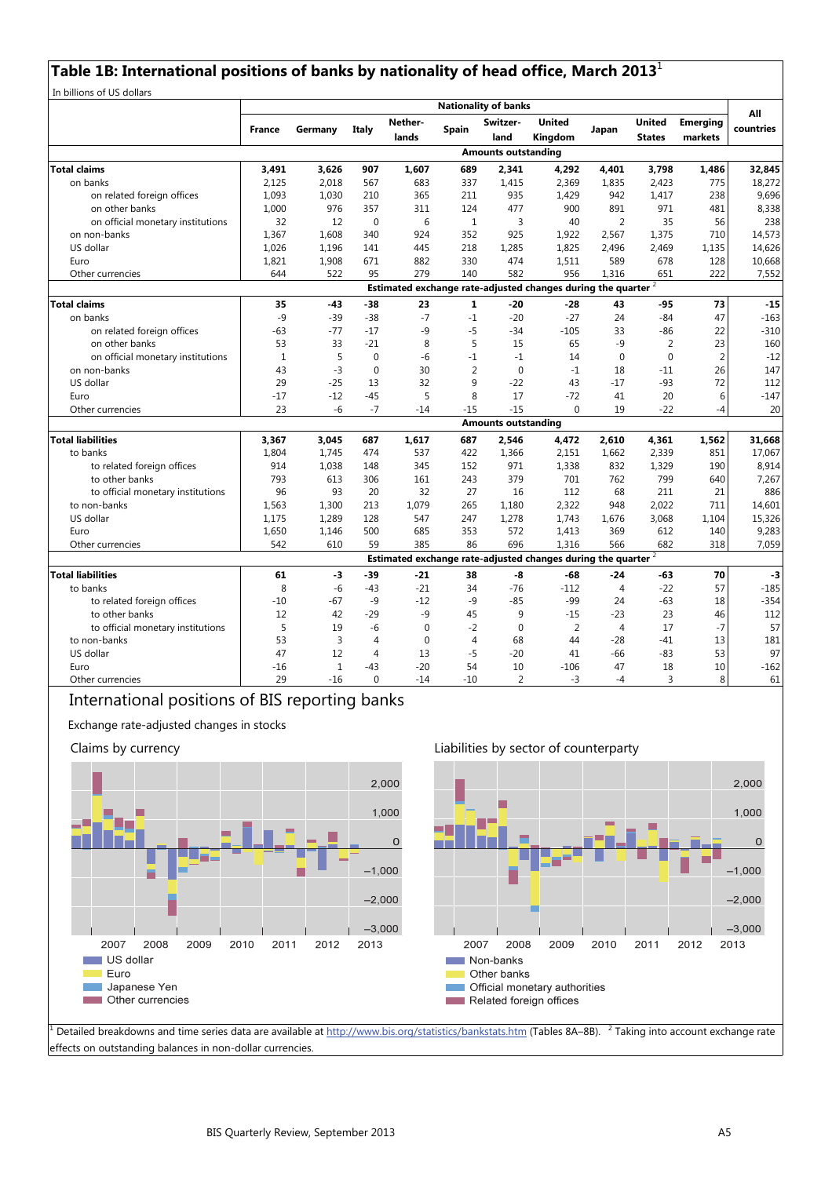## Table 1B: International positions of banks by nationality of head office, March 2013[1]

In billions of US dollars

| | Nationality of banks | | | | | | | | | | All countries |
|---|---|---|---|---|---|---|---|---|---|---|---|
| | France | Germany | Italy | Nether-lands | Spain | Switzer-land | United Kingdom | Japan | United States | Emerging markets | |
| | **Amounts outstanding** | | | | | | | | | | |
| **Total claims** | **3,491** | **3,626** | **907** | **1,607** | **689** | **2,341** | **4,292** | **4,401** | **3,798** | **1,486** | **32,845** |
| on banks | 2,125 | 2,018 | 567 | 683 | 337 | 1,415 | 2,369 | 1,835 | 2,423 | 775 | 18,272 |
| on related foreign offices | 1,093 | 1,030 | 210 | 365 | 211 | 935 | 1,429 | 942 | 1,417 | 238 | 9,696 |
| on other banks | 1,000 | 976 | 357 | 311 | 124 | 477 | 900 | 891 | 971 | 481 | 8,338 |
| on official monetary institutions | 32 | 12 | 0 | 6 | 1 | 3 | 40 | 2 | 35 | 56 | 238 |
| on non-banks | 1,367 | 1,608 | 340 | 924 | 352 | 925 | 1,922 | 2,567 | 1,375 | 710 | 14,573 |
| US dollar | 1,026 | 1,196 | 141 | 445 | 218 | 1,285 | 1,825 | 2,496 | 2,469 | 1,135 | 14,626 |
| Euro | 1,821 | 1,908 | 671 | 882 | 330 | 474 | 1,511 | 589 | 678 | 128 | 10,668 |
| Other currencies | 644 | 522 | 95 | 279 | 140 | 582 | 956 | 1,316 | 651 | 222 | 7,552 |
| | **Estimated exchange rate-adjusted changes during the quarter**[2] | | | | | | | | | | |
| **Total claims** | **35** | **-43** | **-38** | **23** | **1** | **-20** | **-28** | **43** | **-95** | **73** | **-15** |
| on banks | -9 | -39 | -38 | -7 | -1 | -20 | -27 | 24 | -84 | 47 | -163 |
| on related foreign offices | -63 | -77 | -17 | -9 | -5 | -34 | -105 | 33 | -86 | 22 | -310 |
| on other banks | 53 | 33 | -21 | 8 | 5 | 15 | 65 | -9 | 2 | 23 | 160 |
| on official monetary institutions | 1 | 5 | 0 | -6 | -1 | -1 | 14 | 0 | 0 | 2 | -12 |
| on non-banks | 43 | -3 | 0 | 30 | 2 | 0 | -1 | 18 | -11 | 26 | 147 |
| US dollar | 29 | -25 | 13 | 32 | 9 | -22 | 43 | -17 | -93 | 72 | 112 |
| Euro | -17 | -12 | -45 | 5 | 8 | 17 | -72 | 41 | 20 | 6 | -147 |
| Other currencies | 23 | -6 | -7 | -14 | -15 | -15 | 0 | 19 | -22 | -4 | 20 |
| | **Amounts outstanding** | | | | | | | | | | |
| **Total liabilities** | **3,367** | **3,045** | **687** | **1,617** | **687** | **2,546** | **4,472** | **2,610** | **4,361** | **1,562** | **31,668** |
| to banks | 1,804 | 1,745 | 474 | 537 | 422 | 1,366 | 2,151 | 1,662 | 2,339 | 851 | 17,067 |
| to related foreign offices | 914 | 1,038 | 148 | 345 | 152 | 971 | 1,338 | 832 | 1,329 | 190 | 8,914 |
| to other banks | 793 | 613 | 306 | 161 | 243 | 379 | 701 | 762 | 799 | 640 | 7,267 |
| to official monetary institutions | 96 | 93 | 20 | 32 | 27 | 16 | 112 | 68 | 211 | 21 | 886 |
| to non-banks | 1,563 | 1,300 | 213 | 1,079 | 265 | 1,180 | 2,322 | 948 | 2,022 | 711 | 14,601 |
| US dollar | 1,175 | 1,289 | 128 | 547 | 247 | 1,278 | 1,743 | 1,676 | 3,068 | 1,104 | 15,326 |
| Euro | 1,650 | 1,146 | 500 | 685 | 353 | 572 | 1,413 | 369 | 612 | 140 | 9,283 |
| Other currencies | 542 | 610 | 59 | 385 | 86 | 696 | 1,316 | 566 | 682 | 318 | 7,059 |
| | **Estimated exchange rate-adjusted changes during the quarter**[2] | | | | | | | | | | |
| **Total liabilities** | **61** | **-3** | **-39** | **-21** | **38** | **-8** | **-68** | **-24** | **-63** | **70** | **-3** |
| to banks | 8 | -6 | -43 | -21 | 34 | -76 | -112 | 4 | -22 | 57 | -185 |
| to related foreign offices | -10 | -67 | -9 | -12 | -9 | -85 | -99 | 24 | -63 | 18 | -354 |
| to other banks | 12 | 42 | -29 | -9 | 45 | 9 | -15 | -23 | 23 | 46 | 112 |
| to official monetary institutions | 5 | 19 | -6 | 0 | -2 | 0 | 2 | 4 | 17 | -7 | 57 |
| to non-banks | 53 | 3 | 4 | 0 | 4 | 68 | 44 | -28 | -41 | 13 | 181 |
| US dollar | 47 | 12 | 4 | 13 | -5 | -20 | 41 | -66 | -83 | 53 | 97 |
| Euro | -16 | 1 | -43 | -20 | 54 | 10 | -106 | 47 | 18 | 10 | -162 |
| Other currencies | 29 | -16 | 0 | -14 | -10 | 2 | -3 | -4 | 3 | 8 | 61 |

## International positions of BIS reporting banks

Exchange rate-adjusted changes in stocks

Claims by currency

Legend: US dollar; Euro; Japanese Yen; Other currencies

Liabilities by sector of counterparty

Legend: Non-banks; Other banks; Official monetary authorities; Related foreign offices

[1] Detailed breakdowns and time series data are available at http://www.bis.org/statistics/bankstats.htm (Tables 8A–8B). [2] Taking into account exchange rate effects on outstanding balances in non-dollar currencies.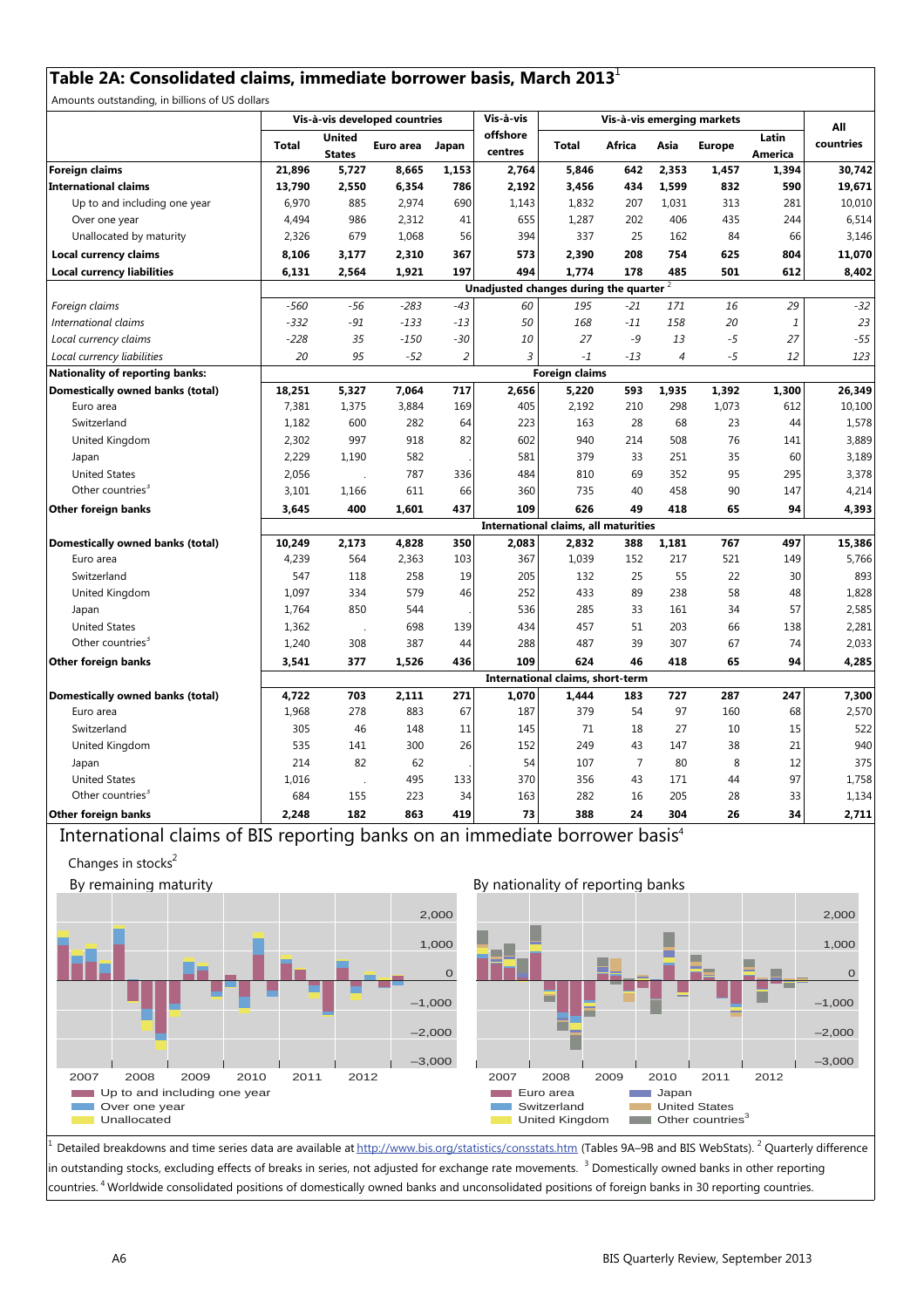## Table 2A: Consolidated claims, immediate borrower basis, March 2013[1]

Amounts outstanding, in billions of US dollars

| | Vis-à-vis developed countries | | | | Vis-à-vis offshore centres | Vis-à-vis emerging markets | | | | | All countries |
|---|---|---|---|---|---|---|---|---|---|---|---|
| | Total | United States | Euro area | Japan | | Total | Africa | Asia | Europe | Latin America | |
| **Foreign claims** | **21,896** | **5,727** | **8,665** | **1,153** | **2,764** | **5,846** | **642** | **2,353** | **1,457** | **1,394** | **30,742** |
| **International claims** | **13,790** | **2,550** | **6,354** | **786** | **2,192** | **3,456** | **434** | **1,599** | **832** | **590** | **19,671** |
| Up to and including one year | 6,970 | 885 | 2,974 | 690 | 1,143 | 1,832 | 207 | 1,031 | 313 | 281 | 10,010 |
| Over one year | 4,494 | 986 | 2,312 | 41 | 655 | 1,287 | 202 | 406 | 435 | 244 | 6,514 |
| Unallocated by maturity | 2,326 | 679 | 1,068 | 56 | 394 | 337 | 25 | 162 | 84 | 66 | 3,146 |
| **Local currency claims** | **8,106** | **3,177** | **2,310** | **367** | **573** | **2,390** | **208** | **754** | **625** | **804** | **11,070** |
| **Local currency liabilities** | **6,131** | **2,564** | **1,921** | **197** | **494** | **1,774** | **178** | **485** | **501** | **612** | **8,402** |
| | **Unadjusted changes during the quarter [2]** | | | | | | | | | | |
| *Foreign claims* | *-560* | *-56* | *-283* | *-43* | *60* | *195* | *-21* | *171* | *16* | *29* | *-32* |
| *International claims* | *-332* | *-91* | *-133* | *-13* | *50* | *168* | *-11* | *158* | *20* | *1* | *23* |
| *Local currency claims* | *-228* | *35* | *-150* | *-30* | *10* | *27* | *-9* | *13* | *-5* | *27* | *-55* |
| *Local currency liabilities* | *20* | *95* | *-52* | *2* | *3* | *-1* | *-13* | *4* | *-5* | *12* | *123* |
| **Nationality of reporting banks:** | **Foreign claims** | | | | | | | | | | |
| **Domestically owned banks (total)** | **18,251** | **5,327** | **7,064** | **717** | **2,656** | **5,220** | **593** | **1,935** | **1,392** | **1,300** | **26,349** |
| Euro area | 7,381 | 1,375 | 3,884 | 169 | 405 | 2,192 | 210 | 298 | 1,073 | 612 | 10,100 |
| Switzerland | 1,182 | 600 | 282 | 64 | 223 | 163 | 28 | 68 | 23 | 44 | 1,578 |
| United Kingdom | 2,302 | 997 | 918 | 82 | 602 | 940 | 214 | 508 | 76 | 141 | 3,889 |
| Japan | 2,229 | 1,190 | 582 | . | 581 | 379 | 33 | 251 | 35 | 60 | 3,189 |
| United States | 2,056 | . | 787 | 336 | 484 | 810 | 69 | 352 | 95 | 295 | 3,378 |
| Other countries[3] | 3,101 | 1,166 | 611 | 66 | 360 | 735 | 40 | 458 | 90 | 147 | 4,214 |
| **Other foreign banks** | **3,645** | **400** | **1,601** | **437** | **109** | **626** | **49** | **418** | **65** | **94** | **4,393** |
| | **International claims, all maturities** | | | | | | | | | | |
| **Domestically owned banks (total)** | **10,249** | **2,173** | **4,828** | **350** | **2,083** | **2,832** | **388** | **1,181** | **767** | **497** | **15,386** |
| Euro area | 4,239 | 564 | 2,363 | 103 | 367 | 1,039 | 152 | 217 | 521 | 149 | 5,766 |
| Switzerland | 547 | 118 | 258 | 19 | 205 | 132 | 25 | 55 | 22 | 30 | 893 |
| United Kingdom | 1,097 | 334 | 579 | 46 | 252 | 433 | 89 | 238 | 58 | 48 | 1,828 |
| Japan | 1,764 | 850 | 544 | . | 536 | 285 | 33 | 161 | 34 | 57 | 2,585 |
| United States | 1,362 | . | 698 | 139 | 434 | 457 | 51 | 203 | 66 | 138 | 2,281 |
| Other countries[3] | 1,240 | 308 | 387 | 44 | 288 | 487 | 39 | 307 | 67 | 74 | 2,033 |
| **Other foreign banks** | **3,541** | **377** | **1,526** | **436** | **109** | **624** | **46** | **418** | **65** | **94** | **4,285** |
| | **International claims, short-term** | | | | | | | | | | |
| **Domestically owned banks (total)** | **4,722** | **703** | **2,111** | **271** | **1,070** | **1,444** | **183** | **727** | **287** | **247** | **7,300** |
| Euro area | 1,968 | 278 | 883 | 67 | 187 | 379 | 54 | 97 | 160 | 68 | 2,570 |
| Switzerland | 305 | 46 | 148 | 11 | 145 | 71 | 18 | 27 | 10 | 15 | 522 |
| United Kingdom | 535 | 141 | 300 | 26 | 152 | 249 | 43 | 147 | 38 | 21 | 940 |
| Japan | 214 | 82 | 62 | . | 54 | 107 | 7 | 80 | 8 | 12 | 375 |
| United States | 1,016 | . | 495 | 133 | 370 | 356 | 43 | 171 | 44 | 97 | 1,758 |
| Other countries[3] | 684 | 155 | 223 | 34 | 163 | 282 | 16 | 205 | 28 | 33 | 1,134 |
| **Other foreign banks** | **2,248** | **182** | **863** | **419** | **73** | **388** | **24** | **304** | **26** | **34** | **2,711** |

### International claims of BIS reporting banks on an immediate borrower basis[4]

Changes in stocks[2]

By remaining maturity

Legend: Up to and including one year; Over one year; Unallocated

By nationality of reporting banks

Legend: Euro area; Switzerland; United Kingdom; Japan; United States; Other countries[3]

[1] Detailed breakdowns and time series data are available at http://www.bis.org/statistics/consstats.htm (Tables 9A–9B and BIS WebStats). [2] Quarterly difference in outstanding stocks, excluding effects of breaks in series, not adjusted for exchange rate movements. [3] Domestically owned banks in other reporting countries. [4] Worldwide consolidated positions of domestically owned banks and unconsolidated positions of foreign banks in 30 reporting countries.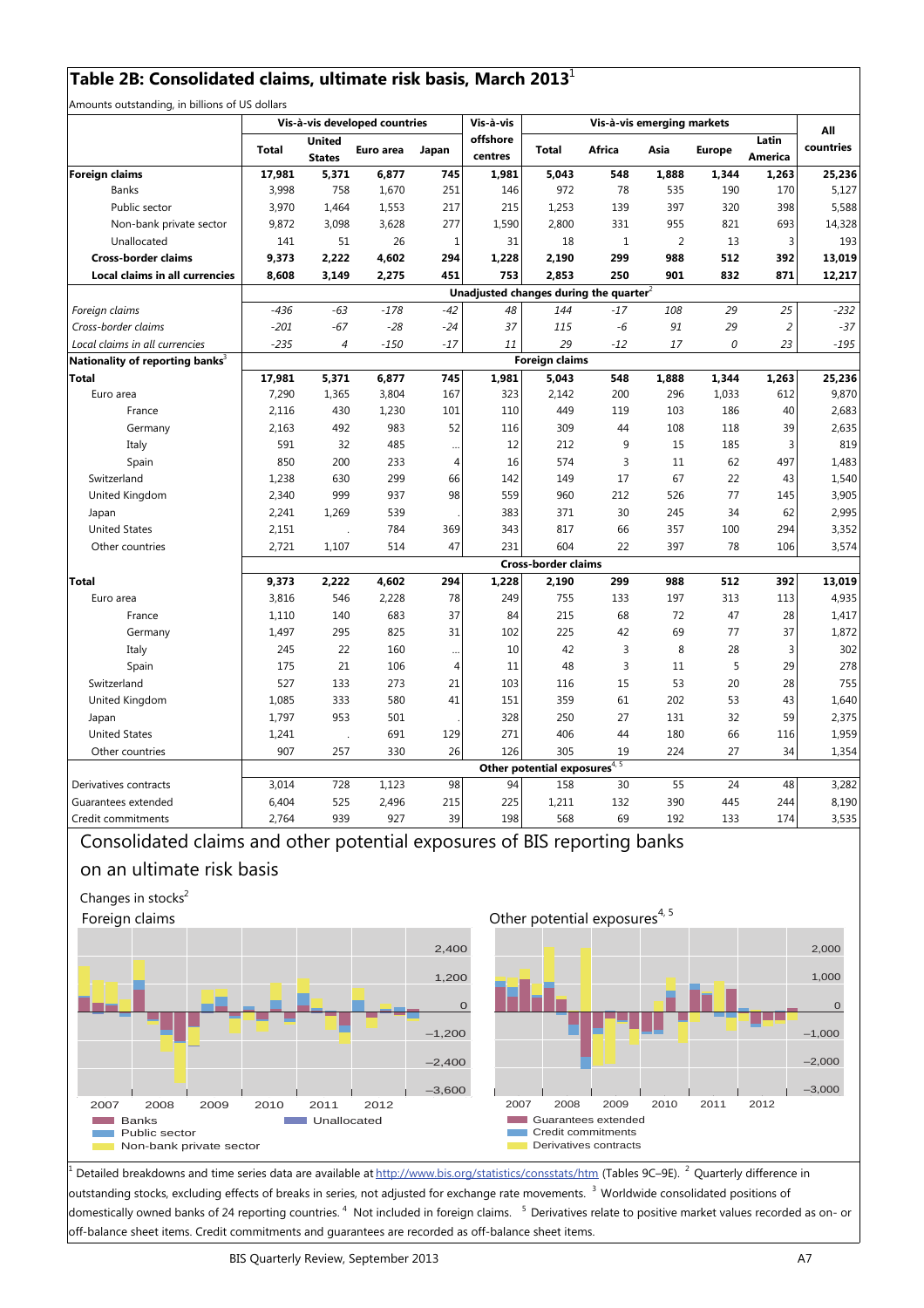## Table 2B: Consolidated claims, ultimate risk basis, March 2013[1]

Amounts outstanding, in billions of US dollars

| | Vis-à-vis developed countries | | | | Vis-à-vis offshore centres | Vis-à-vis emerging markets | | | | | All countries |
|---|---|---|---|---|---|---|---|---|---|---|---|
| | Total | United States | Euro area | Japan | | Total | Africa | Asia | Europe | Latin America | |
| **Foreign claims** | **17,981** | **5,371** | **6,877** | **745** | **1,981** | **5,043** | **548** | **1,888** | **1,344** | **1,263** | **25,236** |
| Banks | 3,998 | 758 | 1,670 | 251 | 146 | 972 | 78 | 535 | 190 | 170 | 5,127 |
| Public sector | 3,970 | 1,464 | 1,553 | 217 | 215 | 1,253 | 139 | 397 | 320 | 398 | 5,588 |
| Non-bank private sector | 9,872 | 3,098 | 3,628 | 277 | 1,590 | 2,800 | 331 | 955 | 821 | 693 | 14,328 |
| Unallocated | 141 | 51 | 26 | 1 | 31 | 18 | 1 | 2 | 13 | 3 | 193 |
| **Cross-border claims** | **9,373** | **2,222** | **4,602** | **294** | **1,228** | **2,190** | **299** | **988** | **512** | **392** | **13,019** |
| **Local claims in all currencies** | **8,608** | **3,149** | **2,275** | **451** | **753** | **2,853** | **250** | **901** | **832** | **871** | **12,217** |
| | **Unadjusted changes during the quarter[2]** | | | | | | | | | | |
| *Foreign claims* | *-436* | *-63* | *-178* | *-42* | *48* | *144* | *-17* | *108* | *29* | *25* | *-232* |
| *Cross-border claims* | *-201* | *-67* | *-28* | *-24* | *37* | *115* | *-6* | *91* | *29* | *2* | *-37* |
| *Local claims in all currencies* | *-235* | *4* | *-150* | *-17* | *11* | *29* | *-12* | *17* | *0* | *23* | *-195* |
| **Nationality of reporting banks[3]** | **Foreign claims** | | | | | | | | | | |
| **Total** | **17,981** | **5,371** | **6,877** | **745** | **1,981** | **5,043** | **548** | **1,888** | **1,344** | **1,263** | **25,236** |
| Euro area | 7,290 | 1,365 | 3,804 | 167 | 323 | 2,142 | 200 | 296 | 1,033 | 612 | 9,870 |
| France | 2,116 | 430 | 1,230 | 101 | 110 | 449 | 119 | 103 | 186 | 40 | 2,683 |
| Germany | 2,163 | 492 | 983 | 52 | 116 | 309 | 44 | 108 | 118 | 39 | 2,635 |
| Italy | 591 | 32 | 485 | ... | 12 | 212 | 9 | 15 | 185 | 3 | 819 |
| Spain | 850 | 200 | 233 | 4 | 16 | 574 | 3 | 11 | 62 | 497 | 1,483 |
| Switzerland | 1,238 | 630 | 299 | 66 | 142 | 149 | 17 | 67 | 22 | 43 | 1,540 |
| United Kingdom | 2,340 | 999 | 937 | 98 | 559 | 960 | 212 | 526 | 77 | 145 | 3,905 |
| Japan | 2,241 | 1,269 | 539 | . | 383 | 371 | 30 | 245 | 34 | 62 | 2,995 |
| United States | 2,151 | . | 784 | 369 | 343 | 817 | 66 | 357 | 100 | 294 | 3,352 |
| Other countries | 2,721 | 1,107 | 514 | 47 | 231 | 604 | 22 | 397 | 78 | 106 | 3,574 |
| | **Cross-border claims** | | | | | | | | | | |
| **Total** | **9,373** | **2,222** | **4,602** | **294** | **1,228** | **2,190** | **299** | **988** | **512** | **392** | **13,019** |
| Euro area | 3,816 | 546 | 2,228 | 78 | 249 | 755 | 133 | 197 | 313 | 113 | 4,935 |
| France | 1,110 | 140 | 683 | 37 | 84 | 215 | 68 | 72 | 47 | 28 | 1,417 |
| Germany | 1,497 | 295 | 825 | 31 | 102 | 225 | 42 | 69 | 77 | 37 | 1,872 |
| Italy | 245 | 22 | 160 | ... | 10 | 42 | 3 | 8 | 28 | 3 | 302 |
| Spain | 175 | 21 | 106 | 4 | 11 | 48 | 3 | 11 | 5 | 29 | 278 |
| Switzerland | 527 | 133 | 273 | 21 | 103 | 116 | 15 | 53 | 20 | 28 | 755 |
| United Kingdom | 1,085 | 333 | 580 | 41 | 151 | 359 | 61 | 202 | 53 | 43 | 1,640 |
| Japan | 1,797 | 953 | 501 | . | 328 | 250 | 27 | 131 | 32 | 59 | 2,375 |
| United States | 1,241 | . | 691 | 129 | 271 | 406 | 44 | 180 | 66 | 116 | 1,959 |
| Other countries | 907 | 257 | 330 | 26 | 126 | 305 | 19 | 224 | 27 | 34 | 1,354 |
| | **Other potential exposures[4,5]** | | | | | | | | | | |
| Derivatives contracts | 3,014 | 728 | 1,123 | 98 | 94 | 158 | 30 | 55 | 24 | 48 | 3,282 |
| Guarantees extended | 6,404 | 525 | 2,496 | 215 | 225 | 1,211 | 132 | 390 | 445 | 244 | 8,190 |
| Credit commitments | 2,764 | 939 | 927 | 39 | 198 | 568 | 69 | 192 | 133 | 174 | 3,535 |

### Consolidated claims and other potential exposures of BIS reporting banks on an ultimate risk basis

Changes in stocks[2]

Foreign claims

Banks; Public sector; Non-bank private sector; Unallocated

Other potential exposures[4,5]

Guarantees extended; Credit commitments; Derivatives contracts

[1] Detailed breakdowns and time series data are available at http://www.bis.org/statistics/consstats/htm (Tables 9C–9E). [2] Quarterly difference in outstanding stocks, excluding effects of breaks in series, not adjusted for exchange rate movements. [3] Worldwide consolidated positions of domestically owned banks of 24 reporting countries. [4] Not included in foreign claims. [5] Derivatives relate to positive market values recorded as on- or off-balance sheet items. Credit commitments and guarantees are recorded as off-balance sheet items.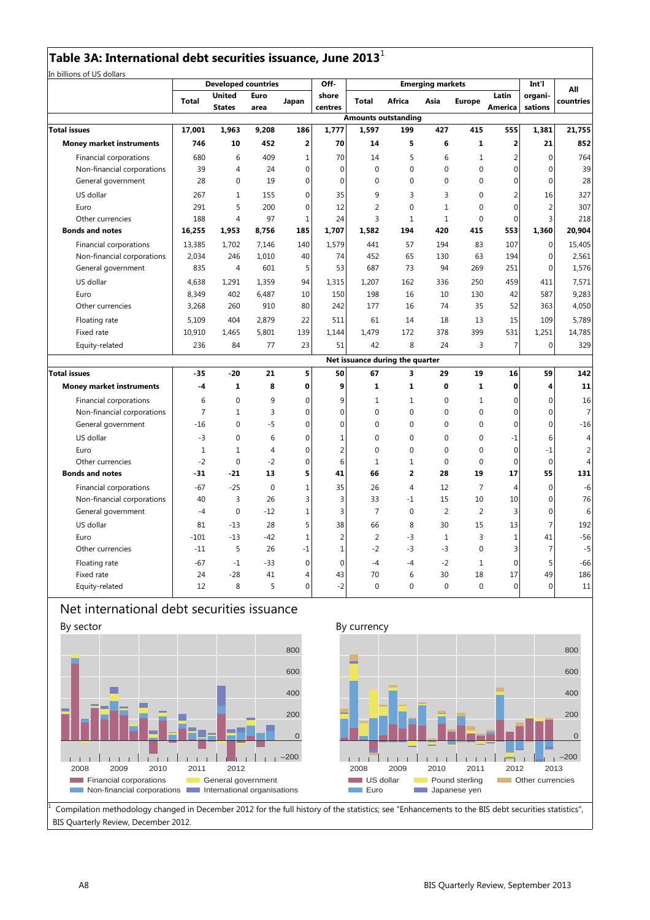# Table 3A: International debt securities issuance, June 2013[1]

In billions of US dollars

| | Developed countries | | | | Off-shore centres | Emerging markets | | | | | Int'l organi-sations | All countries |
|---|---|---|---|---|---|---|---|---|---|---|---|---|
| | Total | United States | Euro area | Japan | | Total | Africa | Asia | Europe | Latin America | | |
| **Amounts outstanding** | | | | | | | | | | | | |
| **Total issues** | **17,001** | **1,963** | **9,208** | **186** | **1,777** | **1,597** | **199** | **427** | **415** | **555** | **1,381** | **21,755** |
| **Money market instruments** | **746** | **10** | **452** | **2** | **70** | **14** | **5** | **6** | **1** | **2** | **21** | **852** |
| Financial corporations | 680 | 6 | 409 | 1 | 70 | 14 | 5 | 6 | 1 | 2 | 0 | 764 |
| Non-financial corporations | 39 | 4 | 24 | 0 | 0 | 0 | 0 | 0 | 0 | 0 | 0 | 39 |
| General government | 28 | 0 | 19 | 0 | 0 | 0 | 0 | 0 | 0 | 0 | 0 | 28 |
| US dollar | 267 | 1 | 155 | 0 | 35 | 9 | 3 | 3 | 0 | 2 | 16 | 327 |
| Euro | 291 | 5 | 200 | 0 | 12 | 2 | 0 | 1 | 0 | 0 | 2 | 307 |
| Other currencies | 188 | 4 | 97 | 1 | 24 | 3 | 1 | 1 | 0 | 0 | 3 | 218 |
| **Bonds and notes** | **16,255** | **1,953** | **8,756** | **185** | **1,707** | **1,582** | **194** | **420** | **415** | **553** | **1,360** | **20,904** |
| Financial corporations | 13,385 | 1,702 | 7,146 | 140 | 1,579 | 441 | 57 | 194 | 83 | 107 | 0 | 15,405 |
| Non-financial corporations | 2,034 | 246 | 1,010 | 40 | 74 | 452 | 65 | 130 | 63 | 194 | 0 | 2,561 |
| General government | 835 | 4 | 601 | 5 | 53 | 687 | 73 | 94 | 269 | 251 | 0 | 1,576 |
| US dollar | 4,638 | 1,291 | 1,359 | 94 | 1,315 | 1,207 | 162 | 336 | 250 | 459 | 411 | 7,571 |
| Euro | 8,349 | 402 | 6,487 | 10 | 150 | 198 | 16 | 10 | 130 | 42 | 587 | 9,283 |
| Other currencies | 3,268 | 260 | 910 | 80 | 242 | 177 | 16 | 74 | 35 | 52 | 363 | 4,050 |
| Floating rate | 5,109 | 404 | 2,879 | 22 | 511 | 61 | 14 | 18 | 13 | 15 | 109 | 5,789 |
| Fixed rate | 10,910 | 1,465 | 5,801 | 139 | 1,144 | 1,479 | 172 | 378 | 399 | 531 | 1,251 | 14,785 |
| Equity-related | 236 | 84 | 77 | 23 | 51 | 42 | 8 | 24 | 3 | 7 | 0 | 329 |
| **Net issuance during the quarter** | | | | | | | | | | | | |
| **Total issues** | **-35** | **-20** | **21** | **5** | **50** | **67** | **3** | **29** | **19** | **16** | **59** | **142** |
| **Money market instruments** | **-4** | **1** | **8** | **0** | **9** | **1** | **1** | **0** | **1** | **0** | **4** | **11** |
| Financial corporations | 6 | 0 | 9 | 0 | 9 | 1 | 1 | 0 | 1 | 0 | 0 | 16 |
| Non-financial corporations | 7 | 1 | 3 | 0 | 0 | 0 | 0 | 0 | 0 | 0 | 0 | 7 |
| General government | -16 | 0 | -5 | 0 | 0 | 0 | 0 | 0 | 0 | 0 | 0 | -16 |
| US dollar | -3 | 0 | 6 | 0 | 1 | 0 | 0 | 0 | 0 | -1 | 6 | 4 |
| Euro | 1 | 1 | 4 | 0 | 2 | 0 | 0 | 0 | 0 | 0 | -1 | 2 |
| Other currencies | -2 | 0 | -2 | 0 | 6 | 1 | 1 | 0 | 0 | 0 | 0 | 4 |
| **Bonds and notes** | **-31** | **-21** | **13** | **5** | **41** | **66** | **2** | **28** | **19** | **17** | **55** | **131** |
| Financial corporations | -67 | -25 | 0 | 1 | 35 | 26 | 4 | 12 | 7 | 4 | 0 | -6 |
| Non-financial corporations | 40 | 3 | 26 | 3 | 3 | 33 | -1 | 15 | 10 | 10 | 0 | 76 |
| General government | -4 | 0 | -12 | 1 | 3 | 7 | 0 | 2 | 2 | 3 | 0 | 6 |
| US dollar | 81 | -13 | 28 | 5 | 38 | 66 | 8 | 30 | 15 | 13 | 7 | 192 |
| Euro | -101 | -13 | -42 | 1 | 2 | 2 | -3 | 1 | 3 | 1 | 41 | -56 |
| Other currencies | -11 | 5 | 26 | -1 | 1 | -2 | -3 | -3 | 0 | 3 | 7 | -5 |
| Floating rate | -67 | -1 | -33 | 0 | 0 | -4 | -4 | -2 | 1 | 0 | 5 | -66 |
| Fixed rate | 24 | -28 | 41 | 4 | 43 | 70 | 6 | 30 | 18 | 17 | 49 | 186 |
| Equity-related | 12 | 8 | 5 | 0 | -2 | 0 | 0 | 0 | 0 | 0 | 0 | 11 |

## Net international debt securities issuance

By sector

Legend: Financial corporations; Non-financial corporations; General government; International organisations

By currency

Legend: US dollar; Euro; Pound sterling; Japanese yen; Other currencies

[1] Compilation methodology changed in December 2012 for the full history of the statistics; see "Enhancements to the BIS debt securities statistics", BIS Quarterly Review, December 2012.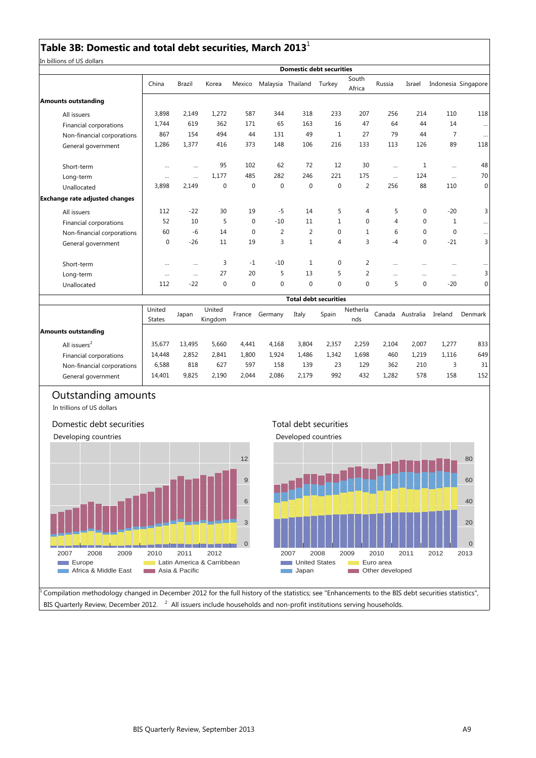## Table 3B: Domestic and total debt securities, March 2013[1]

In billions of US dollars

| | Domestic debt securities | | | | | | | | | | | |
|---|---|---|---|---|---|---|---|---|---|---|---|---|
| | China | Brazil | Korea | Mexico | Malaysia | Thailand | Turkey | South Africa | Russia | Israel | Indonesia | Singapore |
| **Amounts outstanding** | | | | | | | | | | | | |
| All issuers | 3,898 | 2,149 | 1,272 | 587 | 344 | 318 | 233 | 207 | 256 | 214 | 110 | 118 |
| Financial corporations | 1,744 | 619 | 362 | 171 | 65 | 163 | 16 | 47 | 64 | 44 | 14 | … |
| Non-financial corporations | 867 | 154 | 494 | 44 | 131 | 49 | 1 | 27 | 79 | 44 | 7 | … |
| General government | 1,286 | 1,377 | 416 | 373 | 148 | 106 | 216 | 133 | 113 | 126 | 89 | 118 |
| Short-term | … | … | 95 | 102 | 62 | 72 | 12 | 30 | … | 1 | … | 48 |
| Long-term | … | … | 1,177 | 485 | 282 | 246 | 221 | 175 | … | 124 | … | 70 |
| Unallocated | 3,898 | 2,149 | 0 | 0 | 0 | 0 | 0 | 2 | 256 | 88 | 110 | 0 |
| **Exchange rate adjusted changes** | | | | | | | | | | | | |
| All issuers | 112 | -22 | 30 | 19 | -5 | 14 | 5 | 4 | 5 | 0 | -20 | 3 |
| Financial corporations | 52 | 10 | 5 | 0 | -10 | 11 | 1 | 0 | 4 | 0 | 1 | … |
| Non-financial corporations | 60 | -6 | 14 | 0 | 2 | 2 | 0 | 1 | 6 | 0 | 0 | … |
| General government | 0 | -26 | 11 | 19 | 3 | 1 | 4 | 3 | -4 | 0 | -21 | 3 |
| Short-term | … | … | 3 | -1 | -10 | 1 | 0 | 2 | … | … | … | … |
| Long-term | … | … | 27 | 20 | 5 | 13 | 5 | 2 | … | … | … | 3 |
| Unallocated | 112 | -22 | 0 | 0 | 0 | 0 | 0 | 0 | 5 | 0 | -20 | 0 |

| | Total debt securities | | | | | | | | | | | |
|---|---|---|---|---|---|---|---|---|---|---|---|---|
| | United States | Japan | United Kingdom | France | Germany | Italy | Spain | Netherlands | Canada | Australia | Ireland | Denmark |
| **Amounts outstanding** | | | | | | | | | | | | |
| All issuers[2] | 35,677 | 13,495 | 5,660 | 4,441 | 4,168 | 3,804 | 2,357 | 2,259 | 2,104 | 2,007 | 1,277 | 833 |
| Financial corporations | 14,448 | 2,852 | 2,841 | 1,800 | 1,924 | 1,486 | 1,342 | 1,698 | 460 | 1,219 | 1,116 | 649 |
| Non-financial corporations | 6,588 | 818 | 627 | 597 | 158 | 139 | 23 | 129 | 362 | 210 | 3 | 31 |
| General government | 14,401 | 9,825 | 2,190 | 2,044 | 2,086 | 2,179 | 992 | 432 | 1,282 | 578 | 158 | 152 |

## Outstanding amounts

In trillions of US dollars

**Domestic debt securities**

Developing countries

Legend: Europe; Latin America & Carribbean; Africa & Middle East; Asia & Pacific

**Total debt securities**

Developed countries

Legend: United States; Euro area; Japan; Other developed

[1] Compilation methodology changed in December 2012 for the full history of the statistics; see "Enhancements to the BIS debt securities statistics", BIS Quarterly Review, December 2012. [2] All issuers include households and non-profit institutions serving households.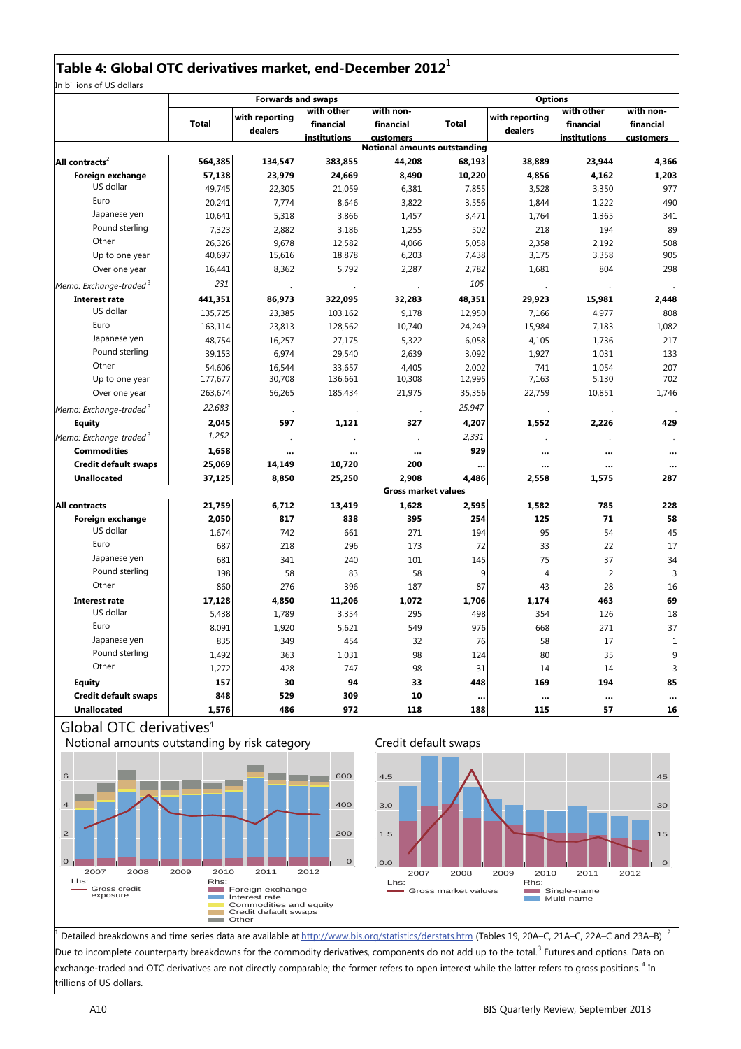## Table 4: Global OTC derivatives market, end-December 2012[1]

In billions of US dollars

| | Forwards and swaps | | | | Options | | | |
|---|---|---|---|---|---|---|---|---|
| | Total | with reporting dealers | with other financial institutions | with non-financial customers | Total | with reporting dealers | with other financial institutions | with non-financial customers |
| | **Notional amounts outstanding** | | | | | | | |
| **All contracts**[2] | **564,385** | **134,547** | **383,855** | **44,208** | **68,193** | **38,889** | **23,944** | **4,366** |
| **Foreign exchange** | **57,138** | **23,979** | **24,669** | **8,490** | **10,220** | **4,856** | **4,162** | **1,203** |
| US dollar | 49,745 | 22,305 | 21,059 | 6,381 | 7,855 | 3,528 | 3,350 | 977 |
| Euro | 20,241 | 7,774 | 8,646 | 3,822 | 3,556 | 1,844 | 1,222 | 490 |
| Japanese yen | 10,641 | 5,318 | 3,866 | 1,457 | 3,471 | 1,764 | 1,365 | 341 |
| Pound sterling | 7,323 | 2,882 | 3,186 | 1,255 | 502 | 218 | 194 | 89 |
| Other | 26,326 | 9,678 | 12,582 | 4,066 | 5,058 | 2,358 | 2,192 | 508 |
| Up to one year | 40,697 | 15,616 | 18,878 | 6,203 | 7,438 | 3,175 | 3,358 | 905 |
| Over one year | 16,441 | 8,362 | 5,792 | 2,287 | 2,782 | 1,681 | 804 | 298 |
| *Memo: Exchange-traded*[3] | *231* | . | . | . | *105* | . | . | . |
| **Interest rate** | **441,351** | **86,973** | **322,095** | **32,283** | **48,351** | **29,923** | **15,981** | **2,448** |
| US dollar | 135,725 | 23,385 | 103,162 | 9,178 | 12,950 | 7,166 | 4,977 | 808 |
| Euro | 163,114 | 23,813 | 128,562 | 10,740 | 24,249 | 15,984 | 7,183 | 1,082 |
| Japanese yen | 48,754 | 16,257 | 27,175 | 5,322 | 6,058 | 4,105 | 1,736 | 217 |
| Pound sterling | 39,153 | 6,974 | 29,540 | 2,639 | 3,092 | 1,927 | 1,031 | 133 |
| Other | 54,606 | 16,544 | 33,657 | 4,405 | 2,002 | 741 | 1,054 | 207 |
| Up to one year | 177,677 | 30,708 | 136,661 | 10,308 | 12,995 | 7,163 | 5,130 | 702 |
| Over one year | 263,674 | 56,265 | 185,434 | 21,975 | 35,356 | 22,759 | 10,851 | 1,746 |
| *Memo: Exchange-traded*[3] | *22,683* | . | . | . | *25,947* | . | . | . |
| **Equity** | **2,045** | **597** | **1,121** | **327** | **4,207** | **1,552** | **2,226** | **429** |
| *Memo: Exchange-traded*[3] | *1,252* | . | . | . | *2,331* | . | . | . |
| **Commodities** | **1,658** | **...** | **...** | **...** | **929** | **...** | **...** | **...** |
| **Credit default swaps** | **25,069** | **14,149** | **10,720** | **200** | **...** | **...** | **...** | **...** |
| **Unallocated** | **37,125** | **8,850** | **25,250** | **2,908** | **4,486** | **2,558** | **1,575** | **287** |
| | **Gross market values** | | | | | | | |
| **All contracts** | **21,759** | **6,712** | **13,419** | **1,628** | **2,595** | **1,582** | **785** | **228** |
| **Foreign exchange** | **2,050** | **817** | **838** | **395** | **254** | **125** | **71** | **58** |
| US dollar | 1,674 | 742 | 661 | 271 | 194 | 95 | 54 | 45 |
| Euro | 687 | 218 | 296 | 173 | 72 | 33 | 22 | 17 |
| Japanese yen | 681 | 341 | 240 | 101 | 145 | 75 | 37 | 34 |
| Pound sterling | 198 | 58 | 83 | 58 | 9 | 4 | 2 | 3 |
| Other | 860 | 276 | 396 | 187 | 87 | 43 | 28 | 16 |
| **Interest rate** | **17,128** | **4,850** | **11,206** | **1,072** | **1,706** | **1,174** | **463** | **69** |
| US dollar | 5,438 | 1,789 | 3,354 | 295 | 498 | 354 | 126 | 18 |
| Euro | 8,091 | 1,920 | 5,621 | 549 | 976 | 668 | 271 | 37 |
| Japanese yen | 835 | 349 | 454 | 32 | 76 | 58 | 17 | 1 |
| Pound sterling | 1,492 | 363 | 1,031 | 98 | 124 | 80 | 35 | 9 |
| Other | 1,272 | 428 | 747 | 98 | 31 | 14 | 14 | 3 |
| **Equity** | **157** | **30** | **94** | **33** | **448** | **169** | **194** | **85** |
| **Credit default swaps** | **848** | **529** | **309** | **10** | **...** | **...** | **...** | **...** |
| **Unallocated** | **1,576** | **486** | **972** | **118** | **188** | **115** | **57** | **16** |

### Global OTC derivatives[4]

Notional amounts outstanding by risk category

Lhs: Gross credit exposure. Rhs: Foreign exchange; Interest rate; Commodities and equity; Credit default swaps; Other

Credit default swaps

Lhs: Gross market values. Rhs: Single-name; Multi-name

[1] Detailed breakdowns and time series data are available at http://www.bis.org/statistics/derstats.htm (Tables 19, 20A–C, 21A–C, 22A–C and 23A–B). [2] Due to incomplete counterparty breakdowns for the commodity derivatives, components do not add up to the total. [3] Futures and options. Data on exchange-traded and OTC derivatives are not directly comparable; the former refers to open interest while the latter refers to gross positions. [4] In trillions of US dollars.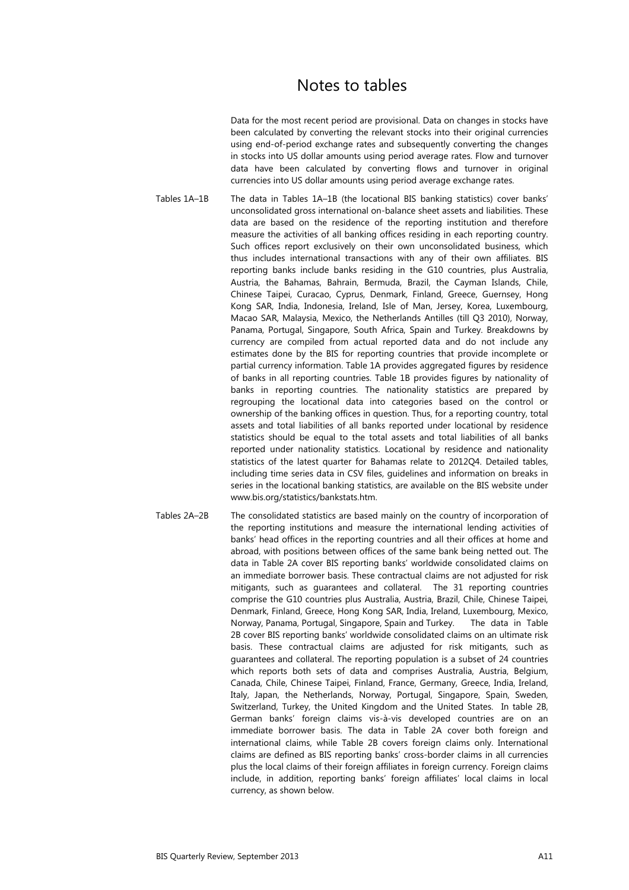# Notes to tables

Data for the most recent period are provisional. Data on changes in stocks have been calculated by converting the relevant stocks into their original currencies using end-of-period exchange rates and subsequently converting the changes in stocks into US dollar amounts using period average rates. Flow and turnover data have been calculated by converting flows and turnover in original currencies into US dollar amounts using period average exchange rates.

**Tables 1A–1B**

The data in Tables 1A–1B (the locational BIS banking statistics) cover banks' unconsolidated gross international on-balance sheet assets and liabilities. These data are based on the residence of the reporting institution and therefore measure the activities of all banking offices residing in each reporting country. Such offices report exclusively on their own unconsolidated business, which thus includes international transactions with any of their own affiliates. BIS reporting banks include banks residing in the G10 countries, plus Australia, Austria, the Bahamas, Bahrain, Bermuda, Brazil, the Cayman Islands, Chile, Chinese Taipei, Curacao, Cyprus, Denmark, Finland, Greece, Guernsey, Hong Kong SAR, India, Indonesia, Ireland, Isle of Man, Jersey, Korea, Luxembourg, Macao SAR, Malaysia, Mexico, the Netherlands Antilles (till Q3 2010), Norway, Panama, Portugal, Singapore, South Africa, Spain and Turkey. Breakdowns by currency are compiled from actual reported data and do not include any estimates done by the BIS for reporting countries that provide incomplete or partial currency information. Table 1A provides aggregated figures by residence of banks in all reporting countries. Table 1B provides figures by nationality of banks in reporting countries. The nationality statistics are prepared by regrouping the locational data into categories based on the control or ownership of the banking offices in question. Thus, for a reporting country, total assets and total liabilities of all banks reported under locational by residence statistics should be equal to the total assets and total liabilities of all banks reported under nationality statistics. Locational by residence and nationality statistics of the latest quarter for Bahamas relate to 2012Q4. Detailed tables, including time series data in CSV files, guidelines and information on breaks in series in the locational banking statistics, are available on the BIS website under www.bis.org/statistics/bankstats.htm.

**Tables 2A–2B**

The consolidated statistics are based mainly on the country of incorporation of the reporting institutions and measure the international lending activities of banks' head offices in the reporting countries and all their offices at home and abroad, with positions between offices of the same bank being netted out. The data in Table 2A cover BIS reporting banks' worldwide consolidated claims on an immediate borrower basis. These contractual claims are not adjusted for risk mitigants, such as guarantees and collateral. The 31 reporting countries comprise the G10 countries plus Australia, Austria, Brazil, Chile, Chinese Taipei, Denmark, Finland, Greece, Hong Kong SAR, India, Ireland, Luxembourg, Mexico, Norway, Panama, Portugal, Singapore, Spain and Turkey. The data in Table 2B cover BIS reporting banks' worldwide consolidated claims on an ultimate risk basis. These contractual claims are adjusted for risk mitigants, such as guarantees and collateral. The reporting population is a subset of 24 countries which reports both sets of data and comprises Australia, Austria, Belgium, Canada, Chile, Chinese Taipei, Finland, France, Germany, Greece, India, Ireland, Italy, Japan, the Netherlands, Norway, Portugal, Singapore, Spain, Sweden, Switzerland, Turkey, the United Kingdom and the United States. In table 2B, German banks' foreign claims vis-à-vis developed countries are on an immediate borrower basis. The data in Table 2A cover both foreign and international claims, while Table 2B covers foreign claims only. International claims are defined as BIS reporting banks' cross-border claims in all currencies plus the local claims of their foreign affiliates in foreign currency. Foreign claims include, in addition, reporting banks' foreign affiliates' local claims in local currency, as shown below.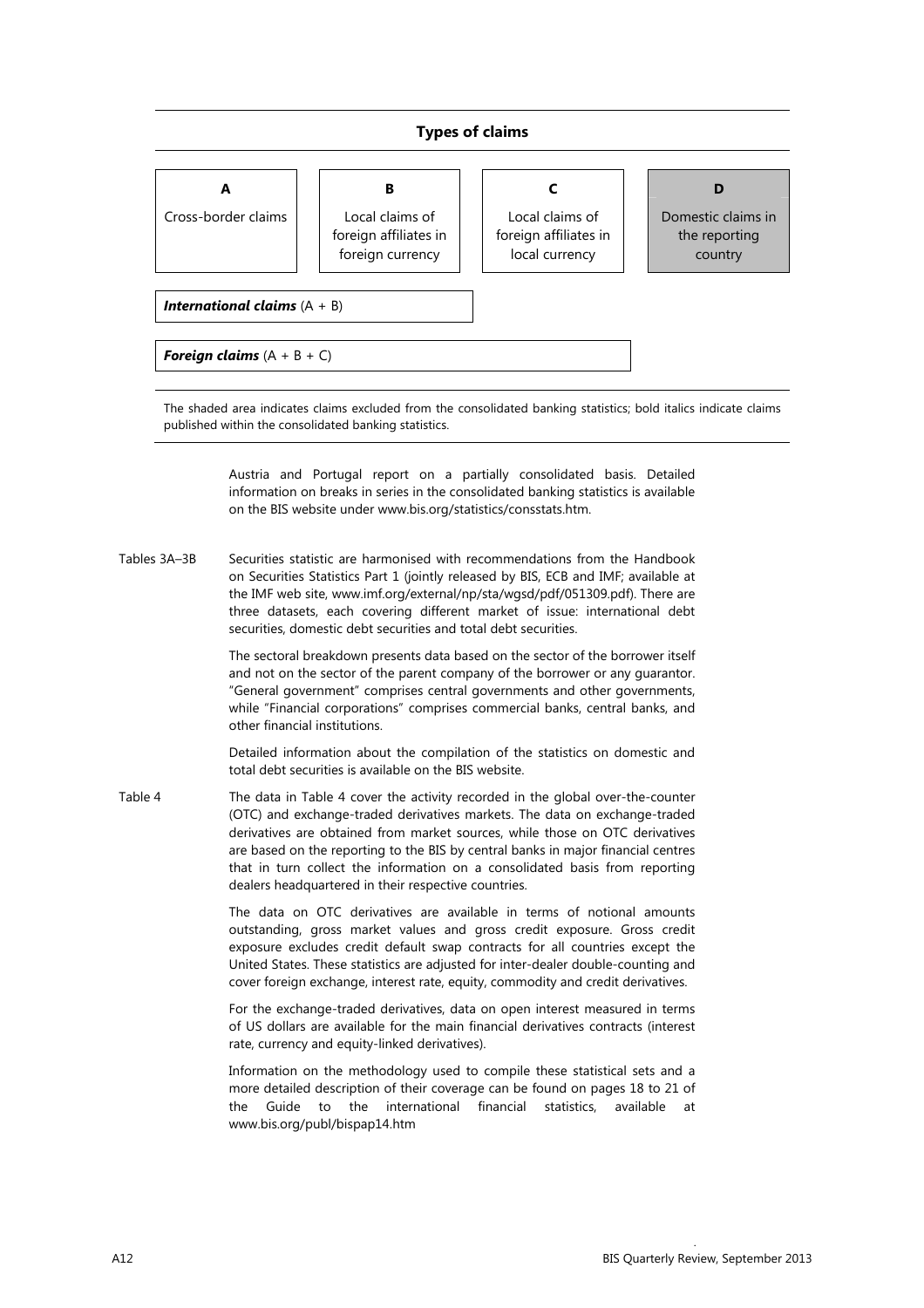**Types of claims**

| A | B | C | D |
|---|---|---|---|
| Cross-border claims | Local claims of foreign affiliates in foreign currency | Local claims of foreign affiliates in local currency | Domestic claims in the reporting country |

***International claims*** (A + B)

***Foreign claims*** (A + B + C)

The shaded area indicates claims excluded from the consolidated banking statistics; bold italics indicate claims published within the consolidated banking statistics.

Austria and Portugal report on a partially consolidated basis. Detailed information on breaks in series in the consolidated banking statistics is available on the BIS website under www.bis.org/statistics/consstats.htm.

Tables 3A–3B

Securities statistic are harmonised with recommendations from the Handbook on Securities Statistics Part 1 (jointly released by BIS, ECB and IMF; available at the IMF web site, www.imf.org/external/np/sta/wgsd/pdf/051309.pdf). There are three datasets, each covering different market of issue: international debt securities, domestic debt securities and total debt securities.

The sectoral breakdown presents data based on the sector of the borrower itself and not on the sector of the parent company of the borrower or any guarantor. "General government" comprises central governments and other governments, while "Financial corporations" comprises commercial banks, central banks, and other financial institutions.

Detailed information about the compilation of the statistics on domestic and total debt securities is available on the BIS website.

Table 4

The data in Table 4 cover the activity recorded in the global over-the-counter (OTC) and exchange-traded derivatives markets. The data on exchange-traded derivatives are obtained from market sources, while those on OTC derivatives are based on the reporting to the BIS by central banks in major financial centres that in turn collect the information on a consolidated basis from reporting dealers headquartered in their respective countries.

The data on OTC derivatives are available in terms of notional amounts outstanding, gross market values and gross credit exposure. Gross credit exposure excludes credit default swap contracts for all countries except the United States. These statistics are adjusted for inter-dealer double-counting and cover foreign exchange, interest rate, equity, commodity and credit derivatives.

For the exchange-traded derivatives, data on open interest measured in terms of US dollars are available for the main financial derivatives contracts (interest rate, currency and equity-linked derivatives).

Information on the methodology used to compile these statistical sets and a more detailed description of their coverage can be found on pages 18 to 21 of the Guide to the international financial statistics, available at www.bis.org/publ/bispap14.htm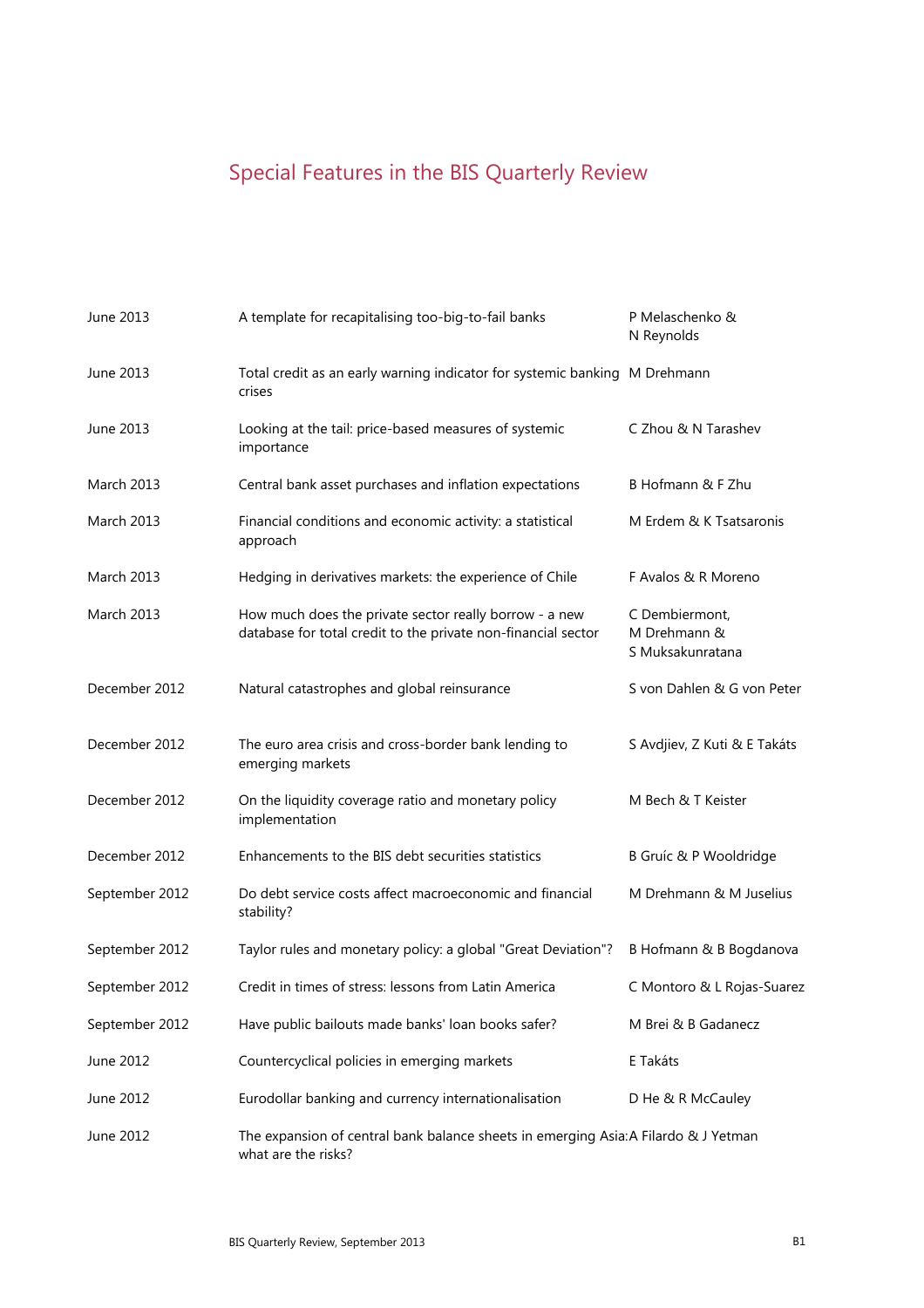# Special Features in the BIS Quarterly Review

| | | |
|---|---|---|
| June 2013 | A template for recapitalising too-big-to-fail banks | P Melaschenko & N Reynolds |
| June 2013 | Total credit as an early warning indicator for systemic banking crises | M Drehmann |
| June 2013 | Looking at the tail: price-based measures of systemic importance | C Zhou & N Tarashev |
| March 2013 | Central bank asset purchases and inflation expectations | B Hofmann & F Zhu |
| March 2013 | Financial conditions and economic activity: a statistical approach | M Erdem & K Tsatsaronis |
| March 2013 | Hedging in derivatives markets: the experience of Chile | F Avalos & R Moreno |
| March 2013 | How much does the private sector really borrow - a new database for total credit to the private non-financial sector | C Dembiermont, M Drehmann & S Muksakunratana |
| December 2012 | Natural catastrophes and global reinsurance | S von Dahlen & G von Peter |
| December 2012 | The euro area crisis and cross-border bank lending to emerging markets | S Avdjiev, Z Kuti & E Takáts |
| December 2012 | On the liquidity coverage ratio and monetary policy implementation | M Bech & T Keister |
| December 2012 | Enhancements to the BIS debt securities statistics | B Gruíc & P Wooldridge |
| September 2012 | Do debt service costs affect macroeconomic and financial stability? | M Drehmann & M Juselius |
| September 2012 | Taylor rules and monetary policy: a global "Great Deviation"? | B Hofmann & B Bogdanova |
| September 2012 | Credit in times of stress: lessons from Latin America | C Montoro & L Rojas-Suarez |
| September 2012 | Have public bailouts made banks' loan books safer? | M Brei & B Gadanecz |
| June 2012 | Countercyclical policies in emerging markets | E Takáts |
| June 2012 | Eurodollar banking and currency internationalisation | D He & R McCauley |
| June 2012 | The expansion of central bank balance sheets in emerging Asia: what are the risks? | A Filardo & J Yetman |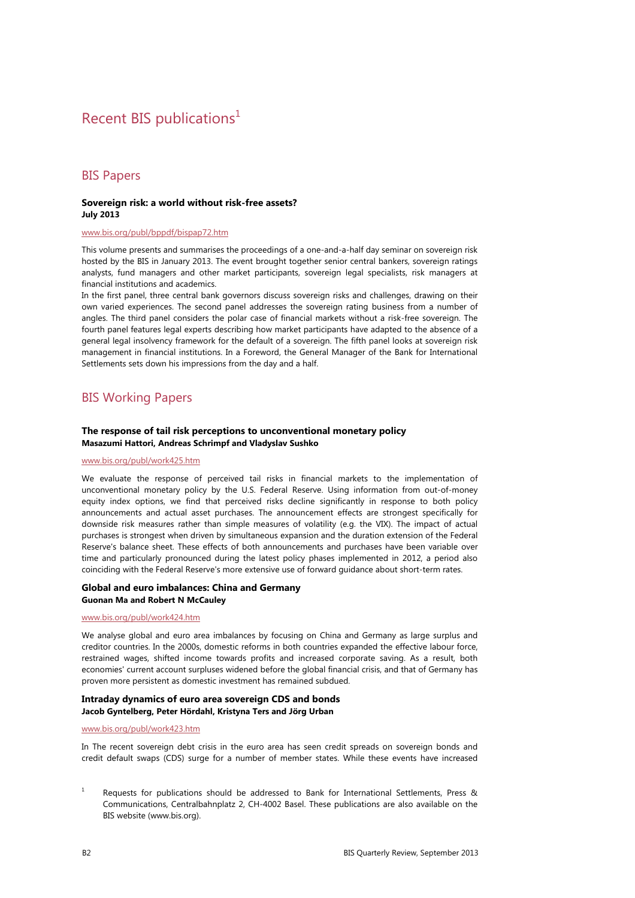# Recent BIS publications[1]

## BIS Papers

**Sovereign risk: a world without risk-free assets?**
**July 2013**

www.bis.org/publ/bppdf/bispap72.htm

This volume presents and summarises the proceedings of a one-and-a-half day seminar on sovereign risk hosted by the BIS in January 2013. The event brought together senior central bankers, sovereign ratings analysts, fund managers and other market participants, sovereign legal specialists, risk managers at financial institutions and academics.

In the first panel, three central bank governors discuss sovereign risks and challenges, drawing on their own varied experiences. The second panel addresses the sovereign rating business from a number of angles. The third panel considers the polar case of financial markets without a risk-free sovereign. The fourth panel features legal experts describing how market participants have adapted to the absence of a general legal insolvency framework for the default of a sovereign. The fifth panel looks at sovereign risk management in financial institutions. In a Foreword, the General Manager of the Bank for International Settlements sets down his impressions from the day and a half.

## BIS Working Papers

**The response of tail risk perceptions to unconventional monetary policy**
**Masazumi Hattori, Andreas Schrimpf and Vladyslav Sushko**

www.bis.org/publ/work425.htm

We evaluate the response of perceived tail risks in financial markets to the implementation of unconventional monetary policy by the U.S. Federal Reserve. Using information from out-of-money equity index options, we find that perceived risks decline significantly in response to both policy announcements and actual asset purchases. The announcement effects are strongest specifically for downside risk measures rather than simple measures of volatility (e.g. the VIX). The impact of actual purchases is strongest when driven by simultaneous expansion and the duration extension of the Federal Reserve's balance sheet. These effects of both announcements and purchases have been variable over time and particularly pronounced during the latest policy phases implemented in 2012, a period also coinciding with the Federal Reserve's more extensive use of forward guidance about short-term rates.

**Global and euro imbalances: China and Germany**
**Guonan Ma and Robert N McCauley**

www.bis.org/publ/work424.htm

We analyse global and euro area imbalances by focusing on China and Germany as large surplus and creditor countries. In the 2000s, domestic reforms in both countries expanded the effective labour force, restrained wages, shifted income towards profits and increased corporate saving. As a result, both economies' current account surpluses widened before the global financial crisis, and that of Germany has proven more persistent as domestic investment has remained subdued.

**Intraday dynamics of euro area sovereign CDS and bonds**
**Jacob Gyntelberg, Peter Hördahl, Kristyna Ters and Jörg Urban**

www.bis.org/publ/work423.htm

In The recent sovereign debt crisis in the euro area has seen credit spreads on sovereign bonds and credit default swaps (CDS) surge for a number of member states. While these events have increased

[1] Requests for publications should be addressed to Bank for International Settlements, Press & Communications, Centralbahnplatz 2, CH-4002 Basel. These publications are also available on the BIS website (www.bis.org).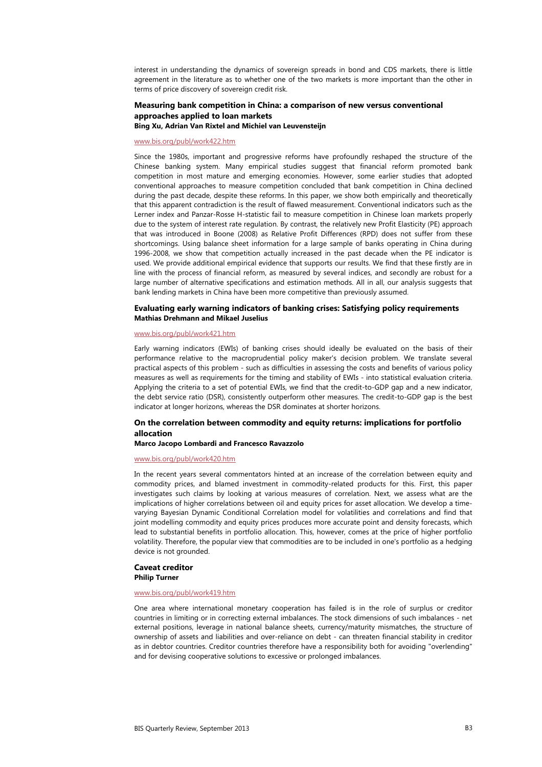interest in understanding the dynamics of sovereign spreads in bond and CDS markets, there is little agreement in the literature as to whether one of the two markets is more important than the other in terms of price discovery of sovereign credit risk.

### Measuring bank competition in China: a comparison of new versus conventional approaches applied to loan markets

**Bing Xu, Adrian Van Rixtel and Michiel van Leuvensteijn**

www.bis.org/publ/work422.htm

Since the 1980s, important and progressive reforms have profoundly reshaped the structure of the Chinese banking system. Many empirical studies suggest that financial reform promoted bank competition in most mature and emerging economies. However, some earlier studies that adopted conventional approaches to measure competition concluded that bank competition in China declined during the past decade, despite these reforms. In this paper, we show both empirically and theoretically that this apparent contradiction is the result of flawed measurement. Conventional indicators such as the Lerner index and Panzar-Rosse H-statistic fail to measure competition in Chinese loan markets properly due to the system of interest rate regulation. By contrast, the relatively new Profit Elasticity (PE) approach that was introduced in Boone (2008) as Relative Profit Differences (RPD) does not suffer from these shortcomings. Using balance sheet information for a large sample of banks operating in China during 1996-2008, we show that competition actually increased in the past decade when the PE indicator is used. We provide additional empirical evidence that supports our results. We find that these firstly are in line with the process of financial reform, as measured by several indices, and secondly are robust for a large number of alternative specifications and estimation methods. All in all, our analysis suggests that bank lending markets in China have been more competitive than previously assumed.

### Evaluating early warning indicators of banking crises: Satisfying policy requirements

**Mathias Drehmann and Mikael Juselius**

www.bis.org/publ/work421.htm

Early warning indicators (EWIs) of banking crises should ideally be evaluated on the basis of their performance relative to the macroprudential policy maker's decision problem. We translate several practical aspects of this problem - such as difficulties in assessing the costs and benefits of various policy measures as well as requirements for the timing and stability of EWIs - into statistical evaluation criteria. Applying the criteria to a set of potential EWIs, we find that the credit-to-GDP gap and a new indicator, the debt service ratio (DSR), consistently outperform other measures. The credit-to-GDP gap is the best indicator at longer horizons, whereas the DSR dominates at shorter horizons.

### On the correlation between commodity and equity returns: implications for portfolio allocation

**Marco Jacopo Lombardi and Francesco Ravazzolo**

www.bis.org/publ/work420.htm

In the recent years several commentators hinted at an increase of the correlation between equity and commodity prices, and blamed investment in commodity-related products for this. First, this paper investigates such claims by looking at various measures of correlation. Next, we assess what are the implications of higher correlations between oil and equity prices for asset allocation. We develop a time-varying Bayesian Dynamic Conditional Correlation model for volatilities and correlations and find that joint modelling commodity and equity prices produces more accurate point and density forecasts, which lead to substantial benefits in portfolio allocation. This, however, comes at the price of higher portfolio volatility. Therefore, the popular view that commodities are to be included in one's portfolio as a hedging device is not grounded.

### Caveat creditor

**Philip Turner**

www.bis.org/publ/work419.htm

One area where international monetary cooperation has failed is in the role of surplus or creditor countries in limiting or in correcting external imbalances. The stock dimensions of such imbalances - net external positions, leverage in national balance sheets, currency/maturity mismatches, the structure of ownership of assets and liabilities and over-reliance on debt - can threaten financial stability in creditor as in debtor countries. Creditor countries therefore have a responsibility both for avoiding "overlending" and for devising cooperative solutions to excessive or prolonged imbalances.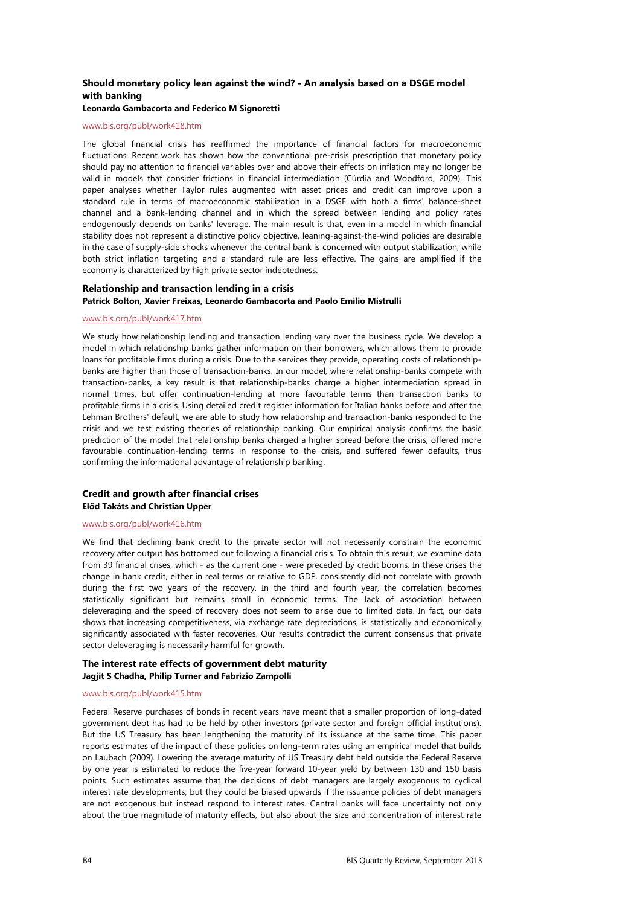### Should monetary policy lean against the wind? - An analysis based on a DSGE model with banking

**Leonardo Gambacorta and Federico M Signoretti**

www.bis.org/publ/work418.htm

The global financial crisis has reaffirmed the importance of financial factors for macroeconomic fluctuations. Recent work has shown how the conventional pre-crisis prescription that monetary policy should pay no attention to financial variables over and above their effects on inflation may no longer be valid in models that consider frictions in financial intermediation (Cúrdia and Woodford, 2009). This paper analyses whether Taylor rules augmented with asset prices and credit can improve upon a standard rule in terms of macroeconomic stabilization in a DSGE with both a firms' balance-sheet channel and a bank-lending channel and in which the spread between lending and policy rates endogenously depends on banks' leverage. The main result is that, even in a model in which financial stability does not represent a distinctive policy objective, leaning-against-the-wind policies are desirable in the case of supply-side shocks whenever the central bank is concerned with output stabilization, while both strict inflation targeting and a standard rule are less effective. The gains are amplified if the economy is characterized by high private sector indebtedness.

### Relationship and transaction lending in a crisis

**Patrick Bolton, Xavier Freixas, Leonardo Gambacorta and Paolo Emilio Mistrulli**

www.bis.org/publ/work417.htm

We study how relationship lending and transaction lending vary over the business cycle. We develop a model in which relationship banks gather information on their borrowers, which allows them to provide loans for profitable firms during a crisis. Due to the services they provide, operating costs of relationship-banks are higher than those of transaction-banks. In our model, where relationship-banks compete with transaction-banks, a key result is that relationship-banks charge a higher intermediation spread in normal times, but offer continuation-lending at more favourable terms than transaction banks to profitable firms in a crisis. Using detailed credit register information for Italian banks before and after the Lehman Brothers' default, we are able to study how relationship and transaction-banks responded to the crisis and we test existing theories of relationship banking. Our empirical analysis confirms the basic prediction of the model that relationship banks charged a higher spread before the crisis, offered more favourable continuation-lending terms in response to the crisis, and suffered fewer defaults, thus confirming the informational advantage of relationship banking.

### Credit and growth after financial crises

**Előd Takáts and Christian Upper**

www.bis.org/publ/work416.htm

We find that declining bank credit to the private sector will not necessarily constrain the economic recovery after output has bottomed out following a financial crisis. To obtain this result, we examine data from 39 financial crises, which - as the current one - were preceded by credit booms. In these crises the change in bank credit, either in real terms or relative to GDP, consistently did not correlate with growth during the first two years of the recovery. In the third and fourth year, the correlation becomes statistically significant but remains small in economic terms. The lack of association between deleveraging and the speed of recovery does not seem to arise due to limited data. In fact, our data shows that increasing competitiveness, via exchange rate depreciations, is statistically and economically significantly associated with faster recoveries. Our results contradict the current consensus that private sector deleveraging is necessarily harmful for growth.

### The interest rate effects of government debt maturity

**Jagjit S Chadha, Philip Turner and Fabrizio Zampolli**

www.bis.org/publ/work415.htm

Federal Reserve purchases of bonds in recent years have meant that a smaller proportion of long-dated government debt has had to be held by other investors (private sector and foreign official institutions). But the US Treasury has been lengthening the maturity of its issuance at the same time. This paper reports estimates of the impact of these policies on long-term rates using an empirical model that builds on Laubach (2009). Lowering the average maturity of US Treasury debt held outside the Federal Reserve by one year is estimated to reduce the five-year forward 10-year yield by between 130 and 150 basis points. Such estimates assume that the decisions of debt managers are largely exogenous to cyclical interest rate developments; but they could be biased upwards if the issuance policies of debt managers are not exogenous but instead respond to interest rates. Central banks will face uncertainty not only about the true magnitude of maturity effects, but also about the size and concentration of interest rate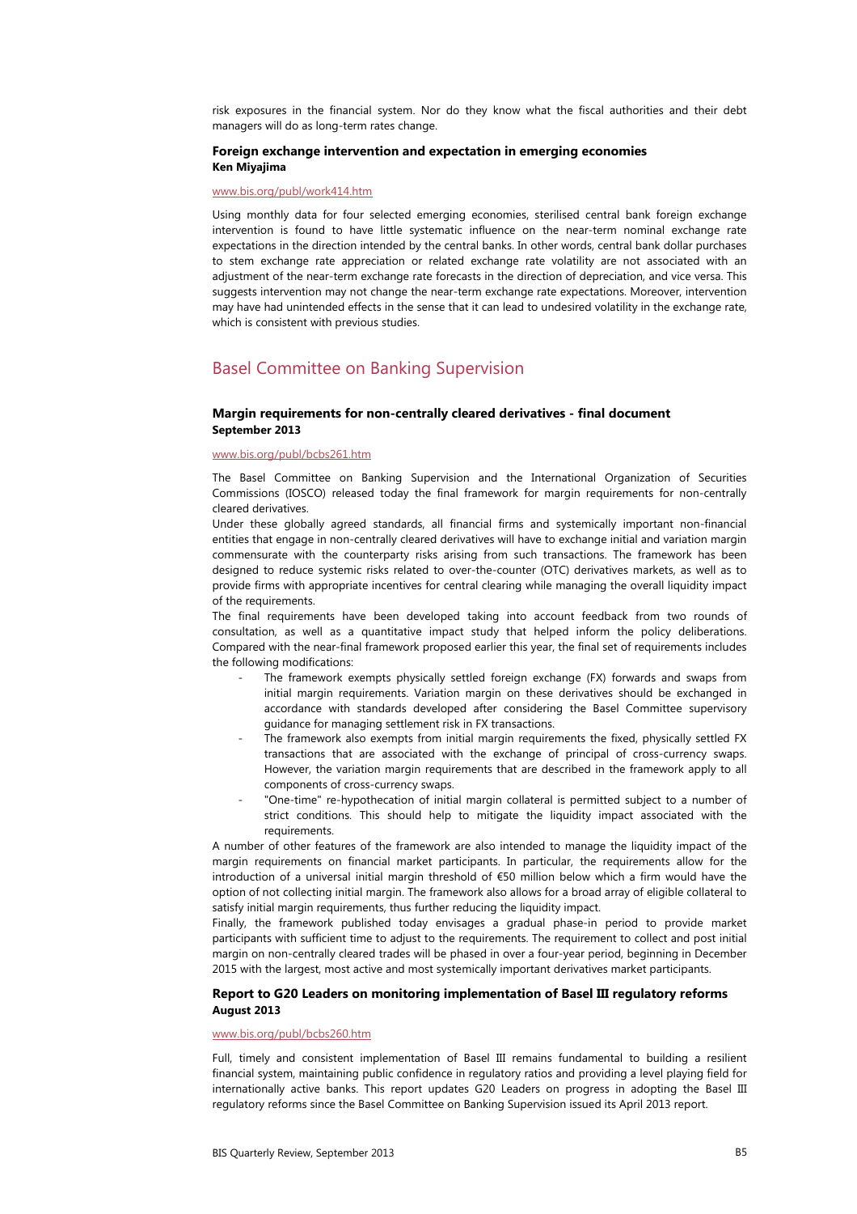risk exposures in the financial system. Nor do they know what the fiscal authorities and their debt managers will do as long-term rates change.

**Foreign exchange intervention and expectation in emerging economies**
**Ken Miyajima**

www.bis.org/publ/work414.htm

Using monthly data for four selected emerging economies, sterilised central bank foreign exchange intervention is found to have little systematic influence on the near-term nominal exchange rate expectations in the direction intended by the central banks. In other words, central bank dollar purchases to stem exchange rate appreciation or related exchange rate volatility are not associated with an adjustment of the near-term exchange rate forecasts in the direction of depreciation, and vice versa. This suggests intervention may not change the near-term exchange rate expectations. Moreover, intervention may have had unintended effects in the sense that it can lead to undesired volatility in the exchange rate, which is consistent with previous studies.

## Basel Committee on Banking Supervision

**Margin requirements for non-centrally cleared derivatives - final document**
**September 2013**

www.bis.org/publ/bcbs261.htm

The Basel Committee on Banking Supervision and the International Organization of Securities Commissions (IOSCO) released today the final framework for margin requirements for non-centrally cleared derivatives.

Under these globally agreed standards, all financial firms and systemically important non-financial entities that engage in non-centrally cleared derivatives will have to exchange initial and variation margin commensurate with the counterparty risks arising from such transactions. The framework has been designed to reduce systemic risks related to over-the-counter (OTC) derivatives markets, as well as to provide firms with appropriate incentives for central clearing while managing the overall liquidity impact of the requirements.

The final requirements have been developed taking into account feedback from two rounds of consultation, as well as a quantitative impact study that helped inform the policy deliberations. Compared with the near-final framework proposed earlier this year, the final set of requirements includes the following modifications:

- The framework exempts physically settled foreign exchange (FX) forwards and swaps from initial margin requirements. Variation margin on these derivatives should be exchanged in accordance with standards developed after considering the Basel Committee supervisory guidance for managing settlement risk in FX transactions.
- The framework also exempts from initial margin requirements the fixed, physically settled FX transactions that are associated with the exchange of principal of cross-currency swaps. However, the variation margin requirements that are described in the framework apply to all components of cross-currency swaps.
- "One-time" re-hypothecation of initial margin collateral is permitted subject to a number of strict conditions. This should help to mitigate the liquidity impact associated with the requirements.

A number of other features of the framework are also intended to manage the liquidity impact of the margin requirements on financial market participants. In particular, the requirements allow for the introduction of a universal initial margin threshold of €50 million below which a firm would have the option of not collecting initial margin. The framework also allows for a broad array of eligible collateral to satisfy initial margin requirements, thus further reducing the liquidity impact.

Finally, the framework published today envisages a gradual phase-in period to provide market participants with sufficient time to adjust to the requirements. The requirement to collect and post initial margin on non-centrally cleared trades will be phased in over a four-year period, beginning in December 2015 with the largest, most active and most systemically important derivatives market participants.

**Report to G20 Leaders on monitoring implementation of Basel III regulatory reforms**
**August 2013**

www.bis.org/publ/bcbs260.htm

Full, timely and consistent implementation of Basel III remains fundamental to building a resilient financial system, maintaining public confidence in regulatory ratios and providing a level playing field for internationally active banks. This report updates G20 Leaders on progress in adopting the Basel III regulatory reforms since the Basel Committee on Banking Supervision issued its April 2013 report.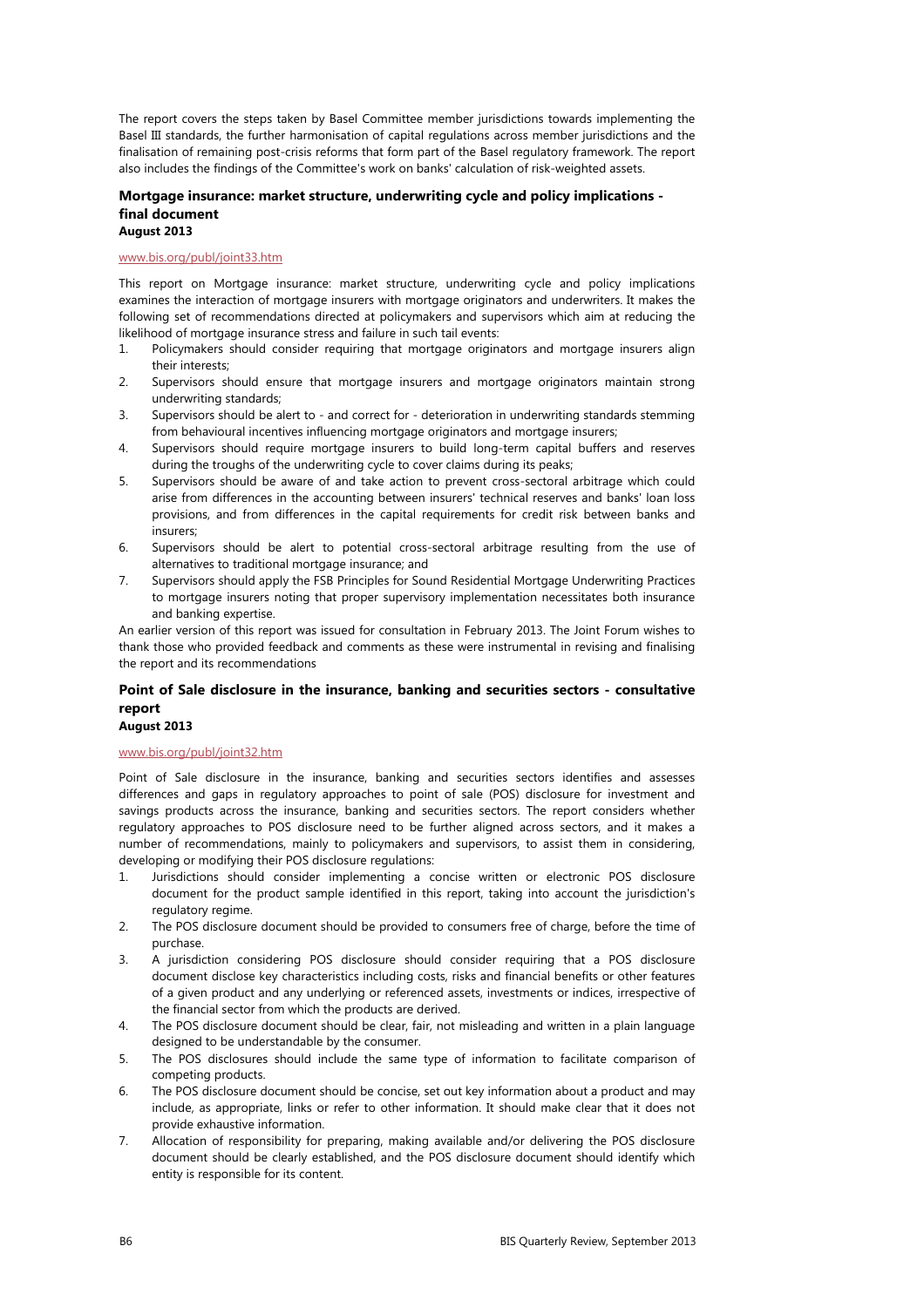The report covers the steps taken by Basel Committee member jurisdictions towards implementing the Basel III standards, the further harmonisation of capital regulations across member jurisdictions and the finalisation of remaining post-crisis reforms that form part of the Basel regulatory framework. The report also includes the findings of the Committee's work on banks' calculation of risk-weighted assets.

### Mortgage insurance: market structure, underwriting cycle and policy implications - final document
**August 2013**

www.bis.org/publ/joint33.htm

This report on Mortgage insurance: market structure, underwriting cycle and policy implications examines the interaction of mortgage insurers with mortgage originators and underwriters. It makes the following set of recommendations directed at policymakers and supervisors which aim at reducing the likelihood of mortgage insurance stress and failure in such tail events:

1. Policymakers should consider requiring that mortgage originators and mortgage insurers align their interests;
2. Supervisors should ensure that mortgage insurers and mortgage originators maintain strong underwriting standards;
3. Supervisors should be alert to - and correct for - deterioration in underwriting standards stemming from behavioural incentives influencing mortgage originators and mortgage insurers;
4. Supervisors should require mortgage insurers to build long-term capital buffers and reserves during the troughs of the underwriting cycle to cover claims during its peaks;
5. Supervisors should be aware of and take action to prevent cross-sectoral arbitrage which could arise from differences in the accounting between insurers' technical reserves and banks' loan loss provisions, and from differences in the capital requirements for credit risk between banks and insurers;
6. Supervisors should be alert to potential cross-sectoral arbitrage resulting from the use of alternatives to traditional mortgage insurance; and
7. Supervisors should apply the FSB Principles for Sound Residential Mortgage Underwriting Practices to mortgage insurers noting that proper supervisory implementation necessitates both insurance and banking expertise.

An earlier version of this report was issued for consultation in February 2013. The Joint Forum wishes to thank those who provided feedback and comments as these were instrumental in revising and finalising the report and its recommendations

### Point of Sale disclosure in the insurance, banking and securities sectors - consultative report
**August 2013**

www.bis.org/publ/joint32.htm

Point of Sale disclosure in the insurance, banking and securities sectors identifies and assesses differences and gaps in regulatory approaches to point of sale (POS) disclosure for investment and savings products across the insurance, banking and securities sectors. The report considers whether regulatory approaches to POS disclosure need to be further aligned across sectors, and it makes a number of recommendations, mainly to policymakers and supervisors, to assist them in considering, developing or modifying their POS disclosure regulations:

1. Jurisdictions should consider implementing a concise written or electronic POS disclosure document for the product sample identified in this report, taking into account the jurisdiction's regulatory regime.
2. The POS disclosure document should be provided to consumers free of charge, before the time of purchase.
3. A jurisdiction considering POS disclosure should consider requiring that a POS disclosure document disclose key characteristics including costs, risks and financial benefits or other features of a given product and any underlying or referenced assets, investments or indices, irrespective of the financial sector from which the products are derived.
4. The POS disclosure document should be clear, fair, not misleading and written in a plain language designed to be understandable by the consumer.
5. The POS disclosures should include the same type of information to facilitate comparison of competing products.
6. The POS disclosure document should be concise, set out key information about a product and may include, as appropriate, links or refer to other information. It should make clear that it does not provide exhaustive information.
7. Allocation of responsibility for preparing, making available and/or delivering the POS disclosure document should be clearly established, and the POS disclosure document should identify which entity is responsible for its content.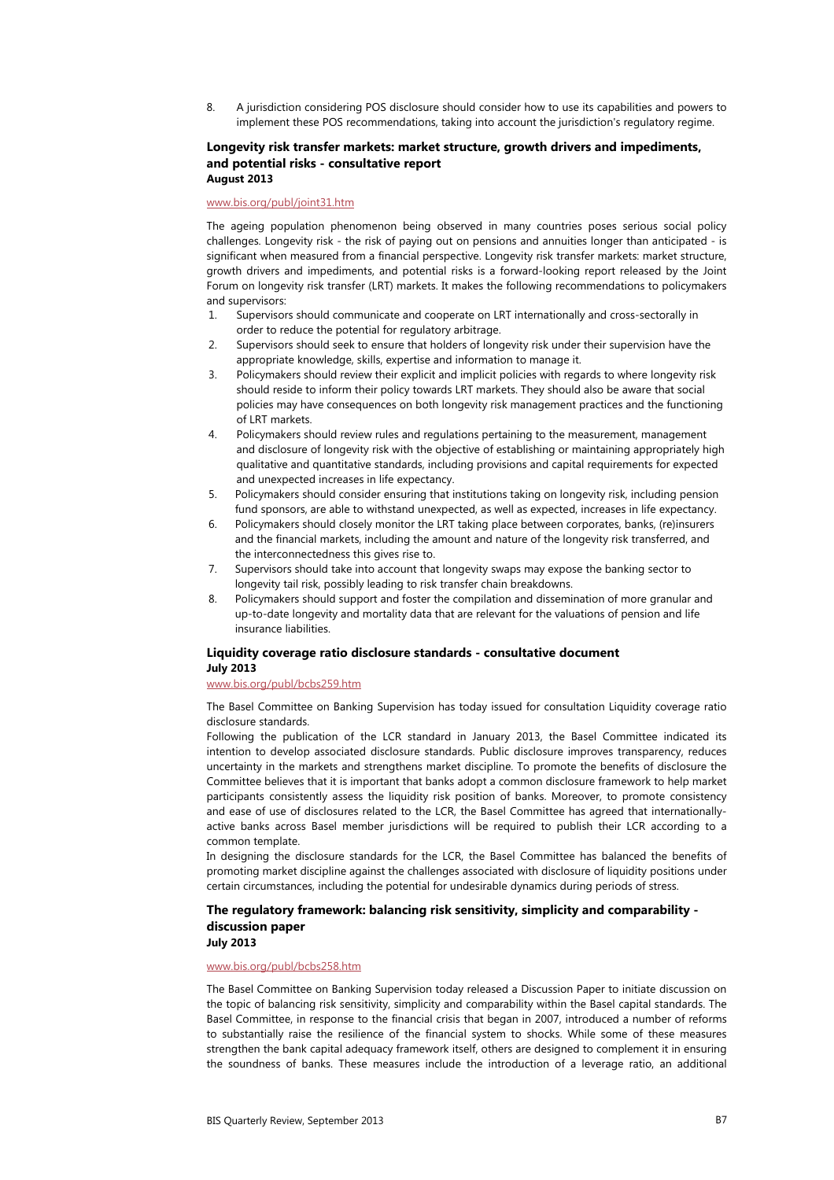8. A jurisdiction considering POS disclosure should consider how to use its capabilities and powers to implement these POS recommendations, taking into account the jurisdiction's regulatory regime.

### Longevity risk transfer markets: market structure, growth drivers and impediments, and potential risks - consultative report
**August 2013**

www.bis.org/publ/joint31.htm

The ageing population phenomenon being observed in many countries poses serious social policy challenges. Longevity risk - the risk of paying out on pensions and annuities longer than anticipated - is significant when measured from a financial perspective. Longevity risk transfer markets: market structure, growth drivers and impediments, and potential risks is a forward-looking report released by the Joint Forum on longevity risk transfer (LRT) markets. It makes the following recommendations to policymakers and supervisors:

1. Supervisors should communicate and cooperate on LRT internationally and cross-sectorally in order to reduce the potential for regulatory arbitrage.
2. Supervisors should seek to ensure that holders of longevity risk under their supervision have the appropriate knowledge, skills, expertise and information to manage it.
3. Policymakers should review their explicit and implicit policies with regards to where longevity risk should reside to inform their policy towards LRT markets. They should also be aware that social policies may have consequences on both longevity risk management practices and the functioning of LRT markets.
4. Policymakers should review rules and regulations pertaining to the measurement, management and disclosure of longevity risk with the objective of establishing or maintaining appropriately high qualitative and quantitative standards, including provisions and capital requirements for expected and unexpected increases in life expectancy.
5. Policymakers should consider ensuring that institutions taking on longevity risk, including pension fund sponsors, are able to withstand unexpected, as well as expected, increases in life expectancy.
6. Policymakers should closely monitor the LRT taking place between corporates, banks, (re)insurers and the financial markets, including the amount and nature of the longevity risk transferred, and the interconnectedness this gives rise to.
7. Supervisors should take into account that longevity swaps may expose the banking sector to longevity tail risk, possibly leading to risk transfer chain breakdowns.
8. Policymakers should support and foster the compilation and dissemination of more granular and up-to-date longevity and mortality data that are relevant for the valuations of pension and life insurance liabilities.

### Liquidity coverage ratio disclosure standards - consultative document
**July 2013**

www.bis.org/publ/bcbs259.htm

The Basel Committee on Banking Supervision has today issued for consultation Liquidity coverage ratio disclosure standards.

Following the publication of the LCR standard in January 2013, the Basel Committee indicated its intention to develop associated disclosure standards. Public disclosure improves transparency, reduces uncertainty in the markets and strengthens market discipline. To promote the benefits of disclosure the Committee believes that it is important that banks adopt a common disclosure framework to help market participants consistently assess the liquidity risk position of banks. Moreover, to promote consistency and ease of use of disclosures related to the LCR, the Basel Committee has agreed that internationally-active banks across Basel member jurisdictions will be required to publish their LCR according to a common template.

In designing the disclosure standards for the LCR, the Basel Committee has balanced the benefits of promoting market discipline against the challenges associated with disclosure of liquidity positions under certain circumstances, including the potential for undesirable dynamics during periods of stress.

### The regulatory framework: balancing risk sensitivity, simplicity and comparability - discussion paper
**July 2013**

www.bis.org/publ/bcbs258.htm

The Basel Committee on Banking Supervision today released a Discussion Paper to initiate discussion on the topic of balancing risk sensitivity, simplicity and comparability within the Basel capital standards. The Basel Committee, in response to the financial crisis that began in 2007, introduced a number of reforms to substantially raise the resilience of the financial system to shocks. While some of these measures strengthen the bank capital adequacy framework itself, others are designed to complement it in ensuring the soundness of banks. These measures include the introduction of a leverage ratio, an additional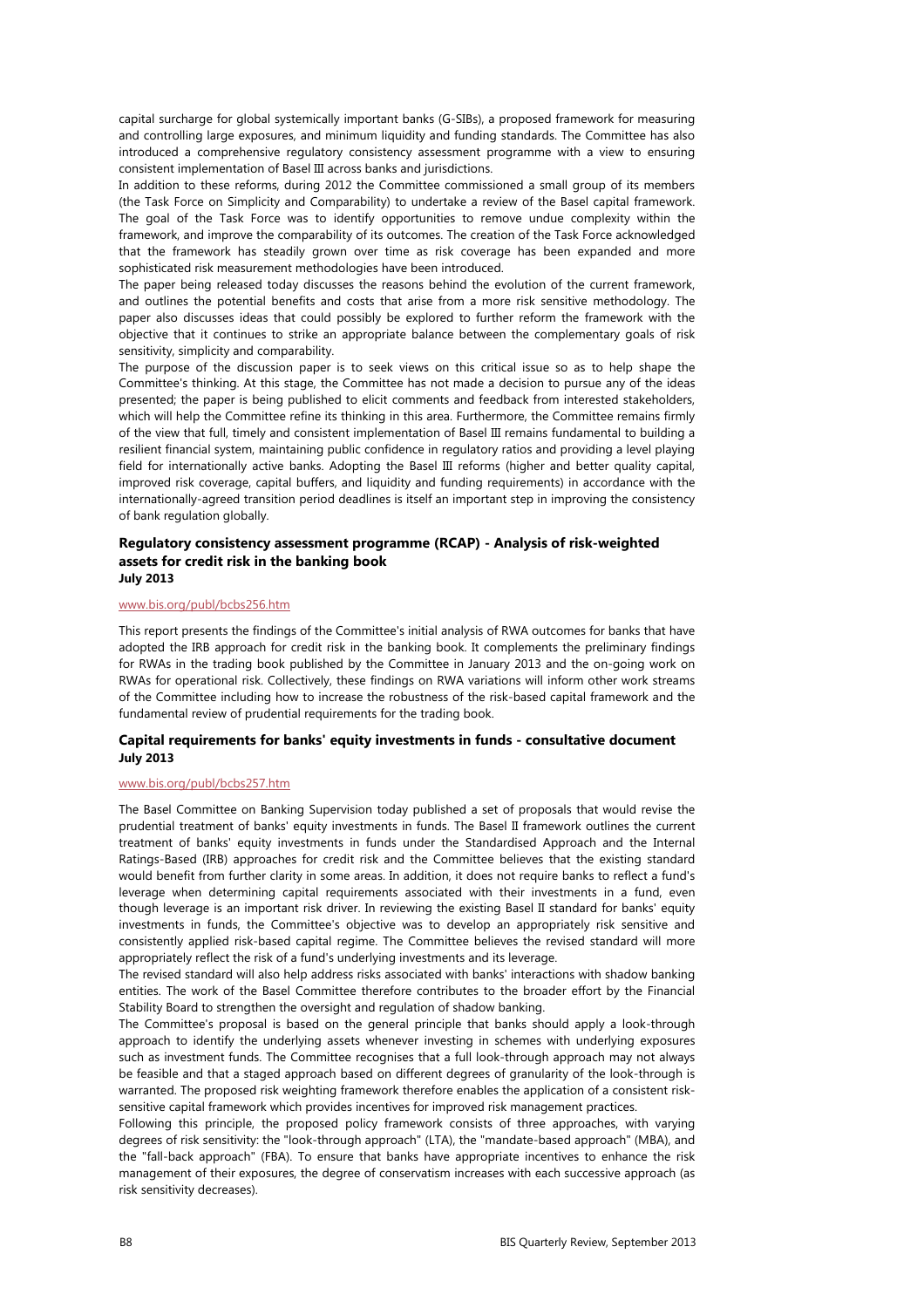capital surcharge for global systemically important banks (G-SIBs), a proposed framework for measuring and controlling large exposures, and minimum liquidity and funding standards. The Committee has also introduced a comprehensive regulatory consistency assessment programme with a view to ensuring consistent implementation of Basel III across banks and jurisdictions.

In addition to these reforms, during 2012 the Committee commissioned a small group of its members (the Task Force on Simplicity and Comparability) to undertake a review of the Basel capital framework. The goal of the Task Force was to identify opportunities to remove undue complexity within the framework, and improve the comparability of its outcomes. The creation of the Task Force acknowledged that the framework has steadily grown over time as risk coverage has been expanded and more sophisticated risk measurement methodologies have been introduced.

The paper being released today discusses the reasons behind the evolution of the current framework, and outlines the potential benefits and costs that arise from a more risk sensitive methodology. The paper also discusses ideas that could possibly be explored to further reform the framework with the objective that it continues to strike an appropriate balance between the complementary goals of risk sensitivity, simplicity and comparability.

The purpose of the discussion paper is to seek views on this critical issue so as to help shape the Committee's thinking. At this stage, the Committee has not made a decision to pursue any of the ideas presented; the paper is being published to elicit comments and feedback from interested stakeholders, which will help the Committee refine its thinking in this area. Furthermore, the Committee remains firmly of the view that full, timely and consistent implementation of Basel III remains fundamental to building a resilient financial system, maintaining public confidence in regulatory ratios and providing a level playing field for internationally active banks. Adopting the Basel III reforms (higher and better quality capital, improved risk coverage, capital buffers, and liquidity and funding requirements) in accordance with the internationally-agreed transition period deadlines is itself an important step in improving the consistency of bank regulation globally.

### Regulatory consistency assessment programme (RCAP) - Analysis of risk-weighted assets for credit risk in the banking book
**July 2013**

www.bis.org/publ/bcbs256.htm

This report presents the findings of the Committee's initial analysis of RWA outcomes for banks that have adopted the IRB approach for credit risk in the banking book. It complements the preliminary findings for RWAs in the trading book published by the Committee in January 2013 and the on-going work on RWAs for operational risk. Collectively, these findings on RWA variations will inform other work streams of the Committee including how to increase the robustness of the risk-based capital framework and the fundamental review of prudential requirements for the trading book.

### Capital requirements for banks' equity investments in funds - consultative document
**July 2013**

www.bis.org/publ/bcbs257.htm

The Basel Committee on Banking Supervision today published a set of proposals that would revise the prudential treatment of banks' equity investments in funds. The Basel II framework outlines the current treatment of banks' equity investments in funds under the Standardised Approach and the Internal Ratings-Based (IRB) approaches for credit risk and the Committee believes that the existing standard would benefit from further clarity in some areas. In addition, it does not require banks to reflect a fund's leverage when determining capital requirements associated with their investments in a fund, even though leverage is an important risk driver. In reviewing the existing Basel II standard for banks' equity investments in funds, the Committee's objective was to develop an appropriately risk sensitive and consistently applied risk-based capital regime. The Committee believes the revised standard will more appropriately reflect the risk of a fund's underlying investments and its leverage.

The revised standard will also help address risks associated with banks' interactions with shadow banking entities. The work of the Basel Committee therefore contributes to the broader effort by the Financial Stability Board to strengthen the oversight and regulation of shadow banking.

The Committee's proposal is based on the general principle that banks should apply a look-through approach to identify the underlying assets whenever investing in schemes with underlying exposures such as investment funds. The Committee recognises that a full look-through approach may not always be feasible and that a staged approach based on different degrees of granularity of the look-through is warranted. The proposed risk weighting framework therefore enables the application of a consistent risk-sensitive capital framework which provides incentives for improved risk management practices.

Following this principle, the proposed policy framework consists of three approaches, with varying degrees of risk sensitivity: the "look-through approach" (LTA), the "mandate-based approach" (MBA), and the "fall-back approach" (FBA). To ensure that banks have appropriate incentives to enhance the risk management of their exposures, the degree of conservatism increases with each successive approach (as risk sensitivity decreases).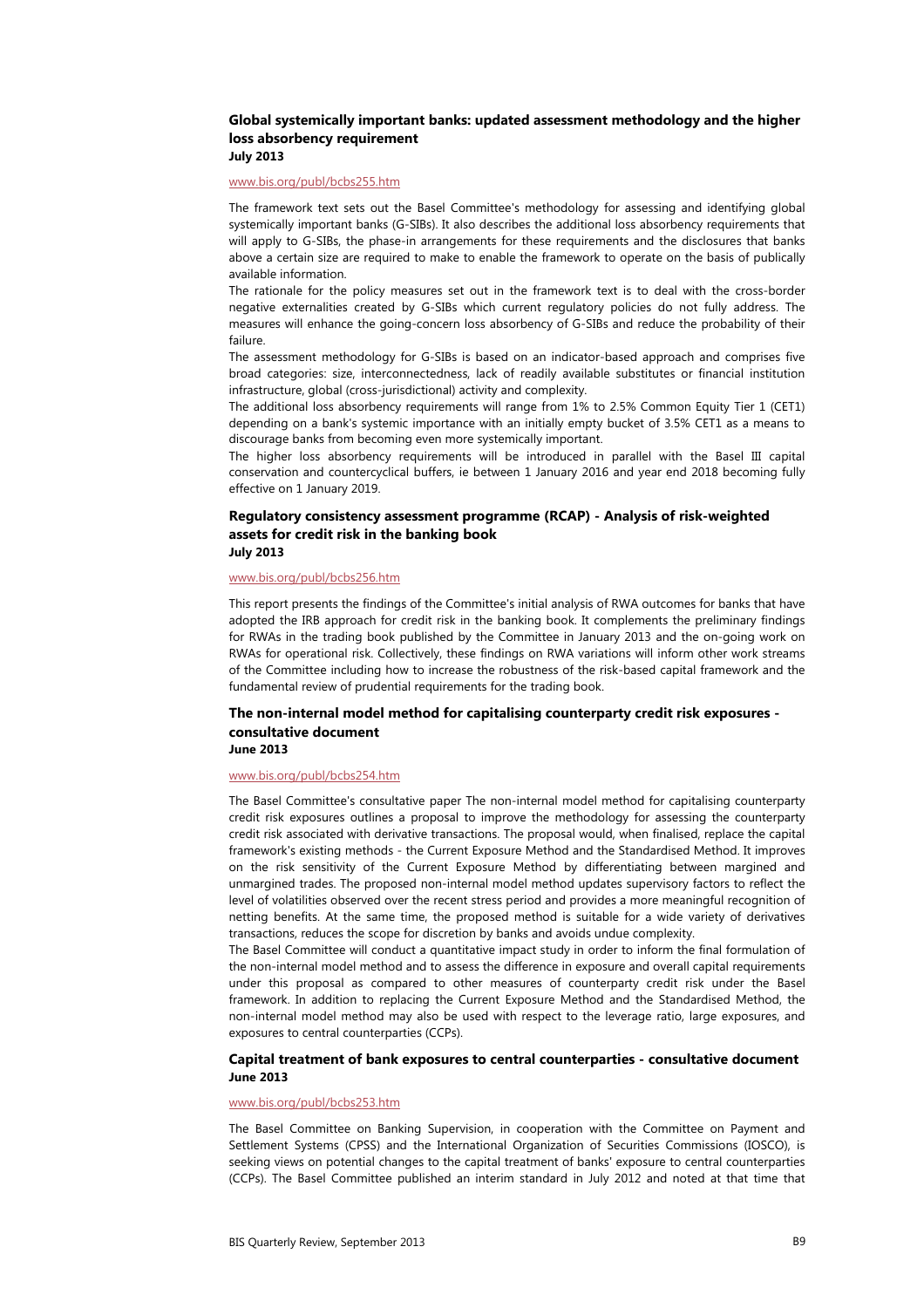### Global systemically important banks: updated assessment methodology and the higher loss absorbency requirement
**July 2013**

www.bis.org/publ/bcbs255.htm

The framework text sets out the Basel Committee's methodology for assessing and identifying global systemically important banks (G-SIBs). It also describes the additional loss absorbency requirements that will apply to G-SIBs, the phase-in arrangements for these requirements and the disclosures that banks above a certain size are required to make to enable the framework to operate on the basis of publically available information.

The rationale for the policy measures set out in the framework text is to deal with the cross-border negative externalities created by G-SIBs which current regulatory policies do not fully address. The measures will enhance the going-concern loss absorbency of G-SIBs and reduce the probability of their failure.

The assessment methodology for G-SIBs is based on an indicator-based approach and comprises five broad categories: size, interconnectedness, lack of readily available substitutes or financial institution infrastructure, global (cross-jurisdictional) activity and complexity.

The additional loss absorbency requirements will range from 1% to 2.5% Common Equity Tier 1 (CET1) depending on a bank's systemic importance with an initially empty bucket of 3.5% CET1 as a means to discourage banks from becoming even more systemically important.

The higher loss absorbency requirements will be introduced in parallel with the Basel III capital conservation and countercyclical buffers, ie between 1 January 2016 and year end 2018 becoming fully effective on 1 January 2019.

### Regulatory consistency assessment programme (RCAP) - Analysis of risk-weighted assets for credit risk in the banking book
**July 2013**

www.bis.org/publ/bcbs256.htm

This report presents the findings of the Committee's initial analysis of RWA outcomes for banks that have adopted the IRB approach for credit risk in the banking book. It complements the preliminary findings for RWAs in the trading book published by the Committee in January 2013 and the on-going work on RWAs for operational risk. Collectively, these findings on RWA variations will inform other work streams of the Committee including how to increase the robustness of the risk-based capital framework and the fundamental review of prudential requirements for the trading book.

### The non-internal model method for capitalising counterparty credit risk exposures - consultative document
**June 2013**

www.bis.org/publ/bcbs254.htm

The Basel Committee's consultative paper The non-internal model method for capitalising counterparty credit risk exposures outlines a proposal to improve the methodology for assessing the counterparty credit risk associated with derivative transactions. The proposal would, when finalised, replace the capital framework's existing methods - the Current Exposure Method and the Standardised Method. It improves on the risk sensitivity of the Current Exposure Method by differentiating between margined and unmargined trades. The proposed non-internal model method updates supervisory factors to reflect the level of volatilities observed over the recent stress period and provides a more meaningful recognition of netting benefits. At the same time, the proposed method is suitable for a wide variety of derivatives transactions, reduces the scope for discretion by banks and avoids undue complexity.

The Basel Committee will conduct a quantitative impact study in order to inform the final formulation of the non-internal model method and to assess the difference in exposure and overall capital requirements under this proposal as compared to other measures of counterparty credit risk under the Basel framework. In addition to replacing the Current Exposure Method and the Standardised Method, the non-internal model method may also be used with respect to the leverage ratio, large exposures, and exposures to central counterparties (CCPs).

### Capital treatment of bank exposures to central counterparties - consultative document
**June 2013**

www.bis.org/publ/bcbs253.htm

The Basel Committee on Banking Supervision, in cooperation with the Committee on Payment and Settlement Systems (CPSS) and the International Organization of Securities Commissions (IOSCO), is seeking views on potential changes to the capital treatment of banks' exposure to central counterparties (CCPs). The Basel Committee published an interim standard in July 2012 and noted at that time that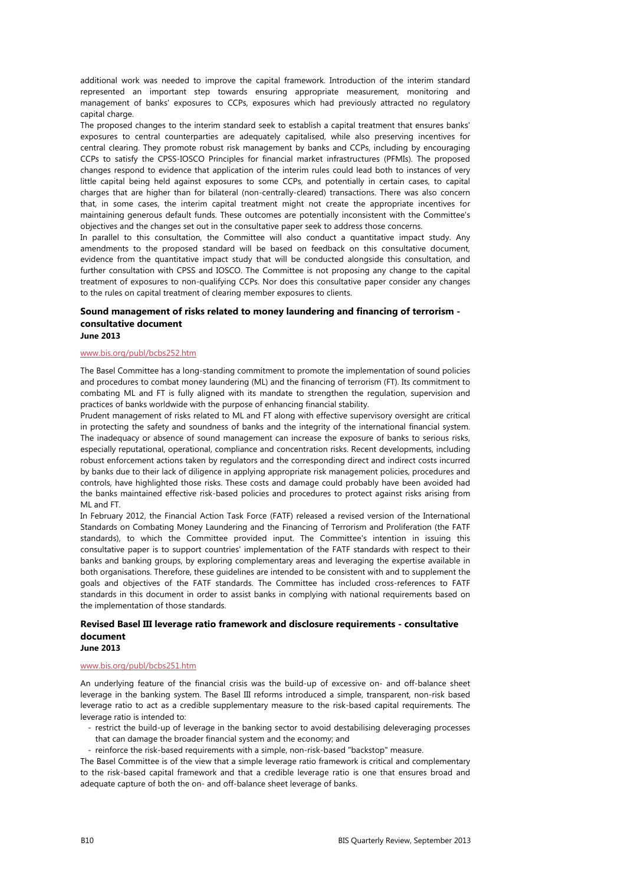additional work was needed to improve the capital framework. Introduction of the interim standard represented an important step towards ensuring appropriate measurement, monitoring and management of banks' exposures to CCPs, exposures which had previously attracted no regulatory capital charge.

The proposed changes to the interim standard seek to establish a capital treatment that ensures banks' exposures to central counterparties are adequately capitalised, while also preserving incentives for central clearing. They promote robust risk management by banks and CCPs, including by encouraging CCPs to satisfy the CPSS-IOSCO Principles for financial market infrastructures (PFMIs). The proposed changes respond to evidence that application of the interim rules could lead both to instances of very little capital being held against exposures to some CCPs, and potentially in certain cases, to capital charges that are higher than for bilateral (non-centrally-cleared) transactions. There was also concern that, in some cases, the interim capital treatment might not create the appropriate incentives for maintaining generous default funds. These outcomes are potentially inconsistent with the Committee's objectives and the changes set out in the consultative paper seek to address those concerns.

In parallel to this consultation, the Committee will also conduct a quantitative impact study. Any amendments to the proposed standard will be based on feedback on this consultative document, evidence from the quantitative impact study that will be conducted alongside this consultation, and further consultation with CPSS and IOSCO. The Committee is not proposing any change to the capital treatment of exposures to non-qualifying CCPs. Nor does this consultative paper consider any changes to the rules on capital treatment of clearing member exposures to clients.

### Sound management of risks related to money laundering and financing of terrorism - consultative document

**June 2013**

www.bis.org/publ/bcbs252.htm

The Basel Committee has a long-standing commitment to promote the implementation of sound policies and procedures to combat money laundering (ML) and the financing of terrorism (FT). Its commitment to combating ML and FT is fully aligned with its mandate to strengthen the regulation, supervision and practices of banks worldwide with the purpose of enhancing financial stability.

Prudent management of risks related to ML and FT along with effective supervisory oversight are critical in protecting the safety and soundness of banks and the integrity of the international financial system. The inadequacy or absence of sound management can increase the exposure of banks to serious risks, especially reputational, operational, compliance and concentration risks. Recent developments, including robust enforcement actions taken by regulators and the corresponding direct and indirect costs incurred by banks due to their lack of diligence in applying appropriate risk management policies, procedures and controls, have highlighted those risks. These costs and damage could probably have been avoided had the banks maintained effective risk-based policies and procedures to protect against risks arising from ML and FT.

In February 2012, the Financial Action Task Force (FATF) released a revised version of the International Standards on Combating Money Laundering and the Financing of Terrorism and Proliferation (the FATF standards), to which the Committee provided input. The Committee's intention in issuing this consultative paper is to support countries' implementation of the FATF standards with respect to their banks and banking groups, by exploring complementary areas and leveraging the expertise available in both organisations. Therefore, these guidelines are intended to be consistent with and to supplement the goals and objectives of the FATF standards. The Committee has included cross-references to FATF standards in this document in order to assist banks in complying with national requirements based on the implementation of those standards.

### Revised Basel III leverage ratio framework and disclosure requirements - consultative document

**June 2013**

www.bis.org/publ/bcbs251.htm

An underlying feature of the financial crisis was the build-up of excessive on- and off-balance sheet leverage in the banking system. The Basel III reforms introduced a simple, transparent, non-risk based leverage ratio to act as a credible supplementary measure to the risk-based capital requirements. The leverage ratio is intended to:

- restrict the build-up of leverage in the banking sector to avoid destabilising deleveraging processes that can damage the broader financial system and the economy; and
- reinforce the risk-based requirements with a simple, non-risk-based "backstop" measure.

The Basel Committee is of the view that a simple leverage ratio framework is critical and complementary to the risk-based capital framework and that a credible leverage ratio is one that ensures broad and adequate capture of both the on- and off-balance sheet leverage of banks.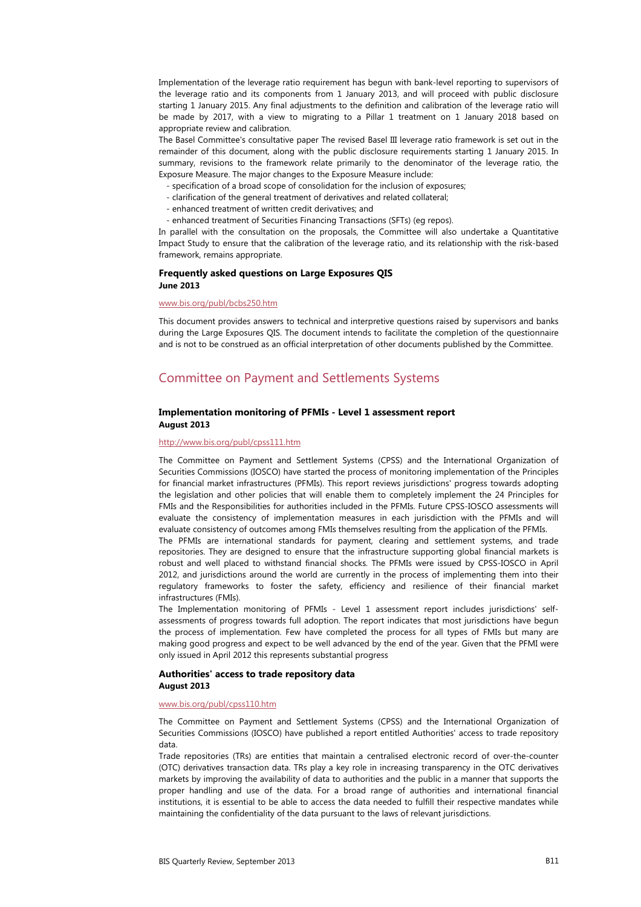Implementation of the leverage ratio requirement has begun with bank-level reporting to supervisors of the leverage ratio and its components from 1 January 2013, and will proceed with public disclosure starting 1 January 2015. Any final adjustments to the definition and calibration of the leverage ratio will be made by 2017, with a view to migrating to a Pillar 1 treatment on 1 January 2018 based on appropriate review and calibration.

The Basel Committee's consultative paper The revised Basel III leverage ratio framework is set out in the remainder of this document, along with the public disclosure requirements starting 1 January 2015. In summary, revisions to the framework relate primarily to the denominator of the leverage ratio, the Exposure Measure. The major changes to the Exposure Measure include:

- specification of a broad scope of consolidation for the inclusion of exposures;
- clarification of the general treatment of derivatives and related collateral;
- enhanced treatment of written credit derivatives; and
- enhanced treatment of Securities Financing Transactions (SFTs) (eg repos).

In parallel with the consultation on the proposals, the Committee will also undertake a Quantitative Impact Study to ensure that the calibration of the leverage ratio, and its relationship with the risk-based framework, remains appropriate.

### Frequently asked questions on Large Exposures QIS
**June 2013**

www.bis.org/publ/bcbs250.htm

This document provides answers to technical and interpretive questions raised by supervisors and banks during the Large Exposures QIS. The document intends to facilitate the completion of the questionnaire and is not to be construed as an official interpretation of other documents published by the Committee.

## Committee on Payment and Settlements Systems

### Implementation monitoring of PFMIs - Level 1 assessment report
**August 2013**

http://www.bis.org/publ/cpss111.htm

The Committee on Payment and Settlement Systems (CPSS) and the International Organization of Securities Commissions (IOSCO) have started the process of monitoring implementation of the Principles for financial market infrastructures (PFMIs). This report reviews jurisdictions' progress towards adopting the legislation and other policies that will enable them to completely implement the 24 Principles for FMIs and the Responsibilities for authorities included in the PFMIs. Future CPSS-IOSCO assessments will evaluate the consistency of implementation measures in each jurisdiction with the PFMIs and will evaluate consistency of outcomes among FMIs themselves resulting from the application of the PFMIs.

The PFMIs are international standards for payment, clearing and settlement systems, and trade repositories. They are designed to ensure that the infrastructure supporting global financial markets is robust and well placed to withstand financial shocks. The PFMIs were issued by CPSS-IOSCO in April 2012, and jurisdictions around the world are currently in the process of implementing them into their regulatory frameworks to foster the safety, efficiency and resilience of their financial market infrastructures (FMIs).

The Implementation monitoring of PFMIs - Level 1 assessment report includes jurisdictions' self-assessments of progress towards full adoption. The report indicates that most jurisdictions have begun the process of implementation. Few have completed the process for all types of FMIs but many are making good progress and expect to be well advanced by the end of the year. Given that the PFMI were only issued in April 2012 this represents substantial progress

### Authorities' access to trade repository data
**August 2013**

www.bis.org/publ/cpss110.htm

The Committee on Payment and Settlement Systems (CPSS) and the International Organization of Securities Commissions (IOSCO) have published a report entitled Authorities' access to trade repository data.

Trade repositories (TRs) are entities that maintain a centralised electronic record of over-the-counter (OTC) derivatives transaction data. TRs play a key role in increasing transparency in the OTC derivatives markets by improving the availability of data to authorities and the public in a manner that supports the proper handling and use of the data. For a broad range of authorities and international financial institutions, it is essential to be able to access the data needed to fulfill their respective mandates while maintaining the confidentiality of the data pursuant to the laws of relevant jurisdictions.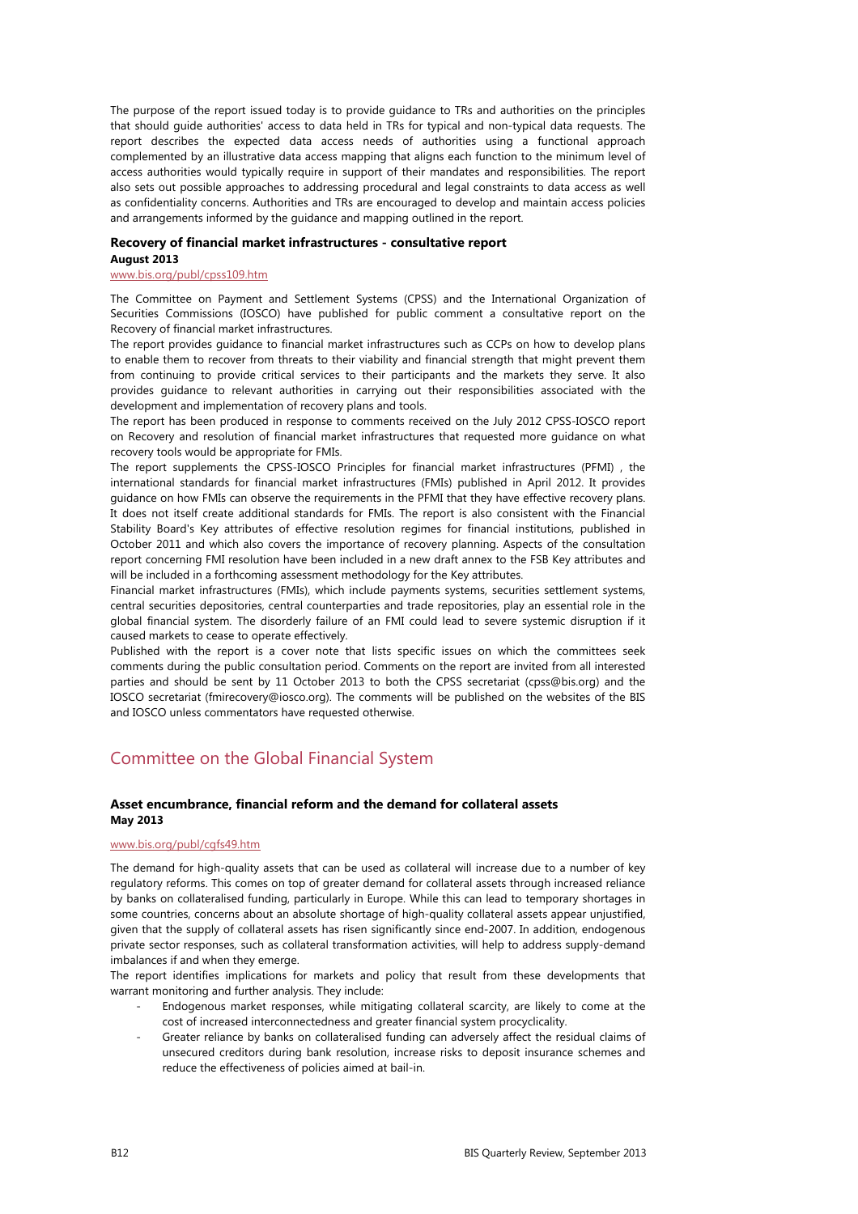The purpose of the report issued today is to provide guidance to TRs and authorities on the principles that should guide authorities' access to data held in TRs for typical and non-typical data requests. The report describes the expected data access needs of authorities using a functional approach complemented by an illustrative data access mapping that aligns each function to the minimum level of access authorities would typically require in support of their mandates and responsibilities. The report also sets out possible approaches to addressing procedural and legal constraints to data access as well as confidentiality concerns. Authorities and TRs are encouraged to develop and maintain access policies and arrangements informed by the guidance and mapping outlined in the report.

### Recovery of financial market infrastructures - consultative report
**August 2013**

www.bis.org/publ/cpss109.htm

The Committee on Payment and Settlement Systems (CPSS) and the International Organization of Securities Commissions (IOSCO) have published for public comment a consultative report on the Recovery of financial market infrastructures.

The report provides guidance to financial market infrastructures such as CCPs on how to develop plans to enable them to recover from threats to their viability and financial strength that might prevent them from continuing to provide critical services to their participants and the markets they serve. It also provides guidance to relevant authorities in carrying out their responsibilities associated with the development and implementation of recovery plans and tools.

The report has been produced in response to comments received on the July 2012 CPSS-IOSCO report on Recovery and resolution of financial market infrastructures that requested more guidance on what recovery tools would be appropriate for FMIs.

The report supplements the CPSS-IOSCO Principles for financial market infrastructures (PFMI) , the international standards for financial market infrastructures (FMIs) published in April 2012. It provides guidance on how FMIs can observe the requirements in the PFMI that they have effective recovery plans. It does not itself create additional standards for FMIs. The report is also consistent with the Financial Stability Board's Key attributes of effective resolution regimes for financial institutions, published in October 2011 and which also covers the importance of recovery planning. Aspects of the consultation report concerning FMI resolution have been included in a new draft annex to the FSB Key attributes and will be included in a forthcoming assessment methodology for the Key attributes.

Financial market infrastructures (FMIs), which include payments systems, securities settlement systems, central securities depositories, central counterparties and trade repositories, play an essential role in the global financial system. The disorderly failure of an FMI could lead to severe systemic disruption if it caused markets to cease to operate effectively.

Published with the report is a cover note that lists specific issues on which the committees seek comments during the public consultation period. Comments on the report are invited from all interested parties and should be sent by 11 October 2013 to both the CPSS secretariat (cpss@bis.org) and the IOSCO secretariat (fmirecovery@iosco.org). The comments will be published on the websites of the BIS and IOSCO unless commentators have requested otherwise.

## Committee on the Global Financial System

### Asset encumbrance, financial reform and the demand for collateral assets
**May 2013**

www.bis.org/publ/cgfs49.htm

The demand for high-quality assets that can be used as collateral will increase due to a number of key regulatory reforms. This comes on top of greater demand for collateral assets through increased reliance by banks on collateralised funding, particularly in Europe. While this can lead to temporary shortages in some countries, concerns about an absolute shortage of high-quality collateral assets appear unjustified, given that the supply of collateral assets has risen significantly since end-2007. In addition, endogenous private sector responses, such as collateral transformation activities, will help to address supply-demand imbalances if and when they emerge.

The report identifies implications for markets and policy that result from these developments that warrant monitoring and further analysis. They include:

- Endogenous market responses, while mitigating collateral scarcity, are likely to come at the cost of increased interconnectedness and greater financial system procyclicality.
- Greater reliance by banks on collateralised funding can adversely affect the residual claims of unsecured creditors during bank resolution, increase risks to deposit insurance schemes and reduce the effectiveness of policies aimed at bail-in.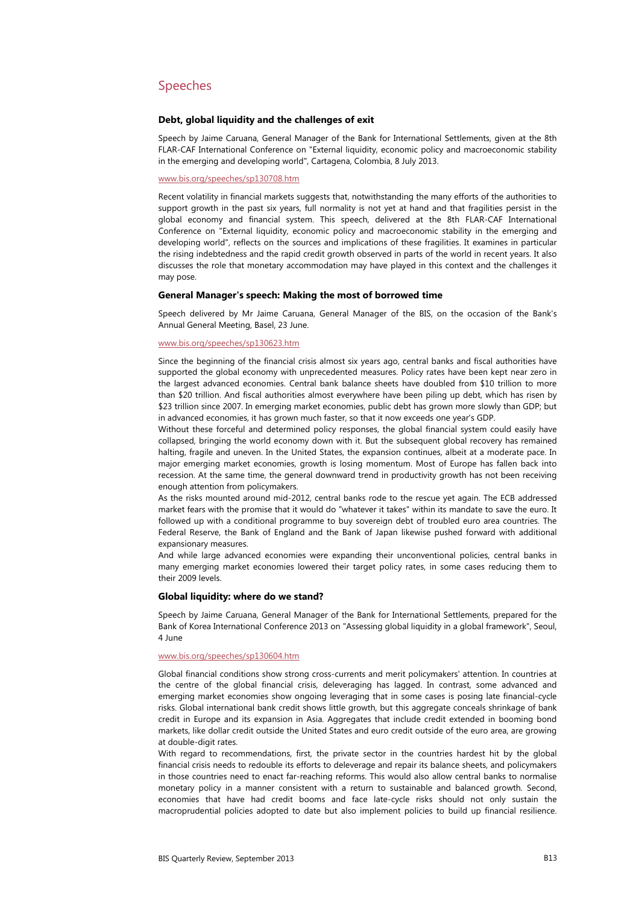## Speeches

### Debt, global liquidity and the challenges of exit

Speech by Jaime Caruana, General Manager of the Bank for International Settlements, given at the 8th FLAR-CAF International Conference on "External liquidity, economic policy and macroeconomic stability in the emerging and developing world", Cartagena, Colombia, 8 July 2013.

www.bis.org/speeches/sp130708.htm

Recent volatility in financial markets suggests that, notwithstanding the many efforts of the authorities to support growth in the past six years, full normality is not yet at hand and that fragilities persist in the global economy and financial system. This speech, delivered at the 8th FLAR-CAF International Conference on "External liquidity, economic policy and macroeconomic stability in the emerging and developing world", reflects on the sources and implications of these fragilities. It examines in particular the rising indebtedness and the rapid credit growth observed in parts of the world in recent years. It also discusses the role that monetary accommodation may have played in this context and the challenges it may pose.

### General Manager's speech: Making the most of borrowed time

Speech delivered by Mr Jaime Caruana, General Manager of the BIS, on the occasion of the Bank's Annual General Meeting, Basel, 23 June.

www.bis.org/speeches/sp130623.htm

Since the beginning of the financial crisis almost six years ago, central banks and fiscal authorities have supported the global economy with unprecedented measures. Policy rates have been kept near zero in the largest advanced economies. Central bank balance sheets have doubled from $10 trillion to more than $20 trillion. And fiscal authorities almost everywhere have been piling up debt, which has risen by $23 trillion since 2007. In emerging market economies, public debt has grown more slowly than GDP; but in advanced economies, it has grown much faster, so that it now exceeds one year's GDP.

Without these forceful and determined policy responses, the global financial system could easily have collapsed, bringing the world economy down with it. But the subsequent global recovery has remained halting, fragile and uneven. In the United States, the expansion continues, albeit at a moderate pace. In major emerging market economies, growth is losing momentum. Most of Europe has fallen back into recession. At the same time, the general downward trend in productivity growth has not been receiving enough attention from policymakers.

As the risks mounted around mid-2012, central banks rode to the rescue yet again. The ECB addressed market fears with the promise that it would do "whatever it takes" within its mandate to save the euro. It followed up with a conditional programme to buy sovereign debt of troubled euro area countries. The Federal Reserve, the Bank of England and the Bank of Japan likewise pushed forward with additional expansionary measures.

And while large advanced economies were expanding their unconventional policies, central banks in many emerging market economies lowered their target policy rates, in some cases reducing them to their 2009 levels.

### Global liquidity: where do we stand?

Speech by Jaime Caruana, General Manager of the Bank for International Settlements, prepared for the Bank of Korea International Conference 2013 on "Assessing global liquidity in a global framework", Seoul, 4 June

www.bis.org/speeches/sp130604.htm

Global financial conditions show strong cross-currents and merit policymakers' attention. In countries at the centre of the global financial crisis, deleveraging has lagged. In contrast, some advanced and emerging market economies show ongoing leveraging that in some cases is posing late financial-cycle risks. Global international bank credit shows little growth, but this aggregate conceals shrinkage of bank credit in Europe and its expansion in Asia. Aggregates that include credit extended in booming bond markets, like dollar credit outside the United States and euro credit outside of the euro area, are growing at double-digit rates.

With regard to recommendations, first, the private sector in the countries hardest hit by the global financial crisis needs to redouble its efforts to deleverage and repair its balance sheets, and policymakers in those countries need to enact far-reaching reforms. This would also allow central banks to normalise monetary policy in a manner consistent with a return to sustainable and balanced growth. Second, economies that have had credit booms and face late-cycle risks should not only sustain the macroprudential policies adopted to date but also implement policies to build up financial resilience.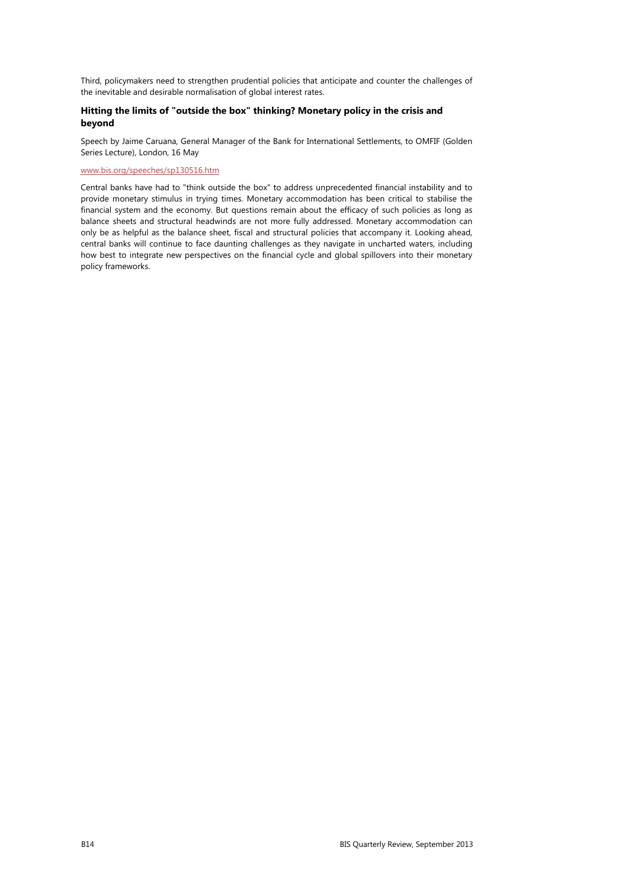Third, policymakers need to strengthen prudential policies that anticipate and counter the challenges of the inevitable and desirable normalisation of global interest rates.

### Hitting the limits of "outside the box" thinking? Monetary policy in the crisis and beyond

Speech by Jaime Caruana, General Manager of the Bank for International Settlements, to OMFIF (Golden Series Lecture), London, 16 May

www.bis.org/speeches/sp130516.htm

Central banks have had to "think outside the box" to address unprecedented financial instability and to provide monetary stimulus in trying times. Monetary accommodation has been critical to stabilise the financial system and the economy. But questions remain about the efficacy of such policies as long as balance sheets and structural headwinds are not more fully addressed. Monetary accommodation can only be as helpful as the balance sheet, fiscal and structural policies that accompany it. Looking ahead, central banks will continue to face daunting challenges as they navigate in uncharted waters, including how best to integrate new perspectives on the financial cycle and global spillovers into their monetary policy frameworks.